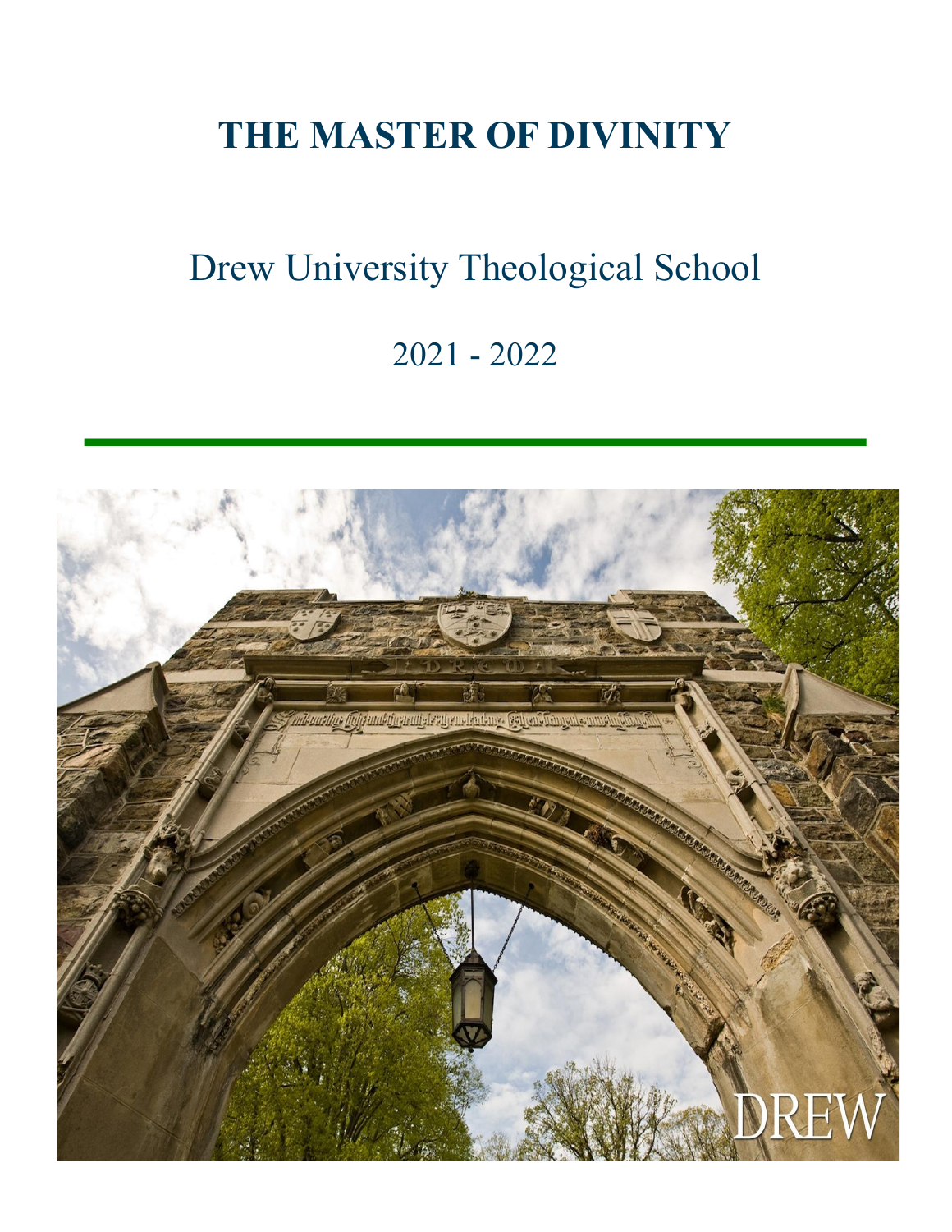# THE MASTER OF DIVINITY

## Drew University Theological School

## 2021 - 2022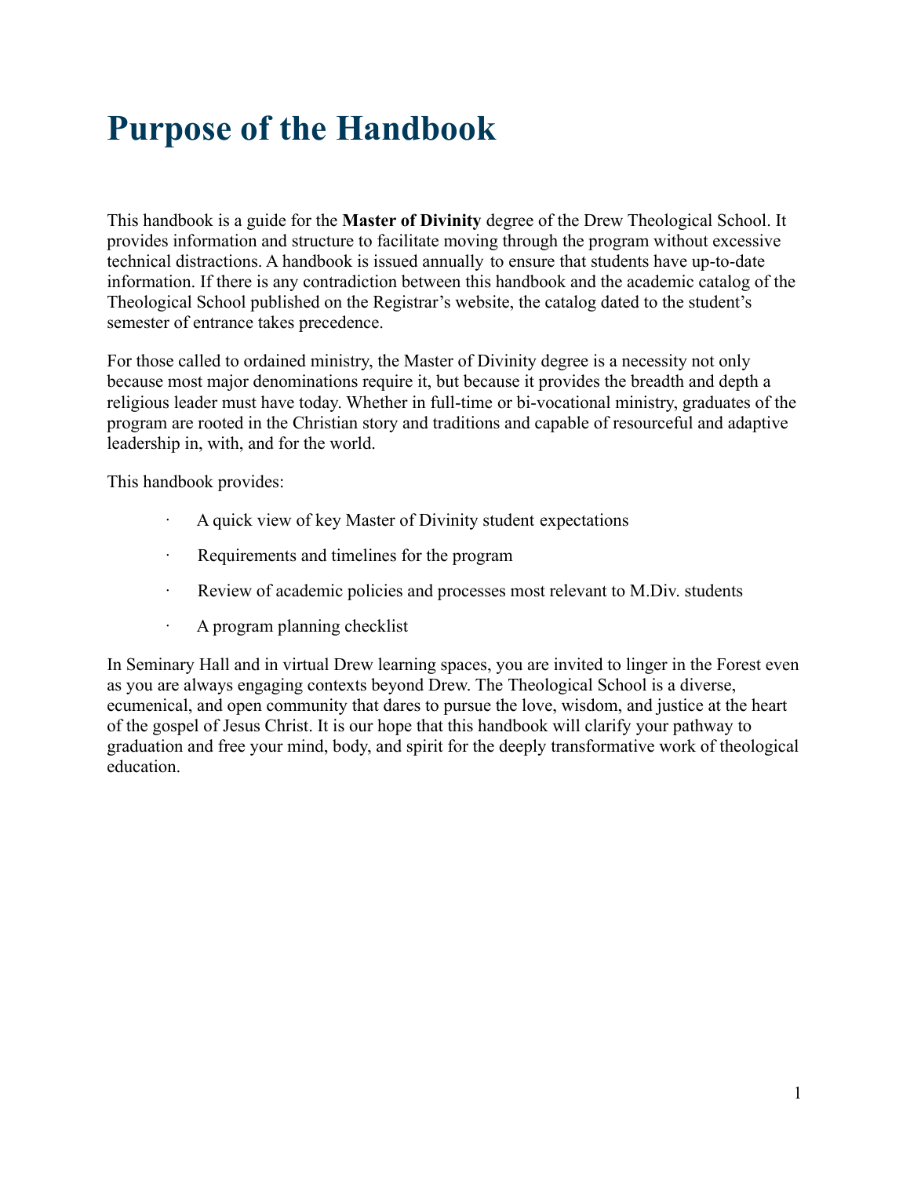# Purpose of the Handbook

This handbook is a guide for the **Master of Divinity** degree of the Drew Theological School. It provides information and structure to facilitate moving through the program without excessive technical distractions. A handbook is issued annually to ensure that students have up-to-date information. If there is any contradiction between this handbook and the academic catalog of the Theological School published on the Registrar's website, the catalog dated to the student's semester of entrance takes precedence.

For those called to ordained ministry, the Master of Divinity degree is a necessity not only because most major denominations require it, but because it provides the breadth and depth a religious leader must have today. Whether in full-time or bi-vocational ministry, graduates of the program are rooted in the Christian story and traditions and capable of resourceful and adaptive leadership in, with, and for the world.

This handbook provides:

- A quick view of key Master of Divinity student expectations
- Requirements and timelines for the program
- Review of academic policies and processes most relevant to M.Div. students
- A program planning checklist

In Seminary Hall and in virtual Drew learning spaces, you are invited to linger in the Forest even as you are always engaging contexts beyond Drew. The Theological School is a diverse, ecumenical, and open community that dares to pursue the love, wisdom, and justice at the heart of the gospel of Jesus Christ. It is our hope that this handbook will clarify your pathway to graduation and free your mind, body, and spirit for the deeply transformative work of theological education.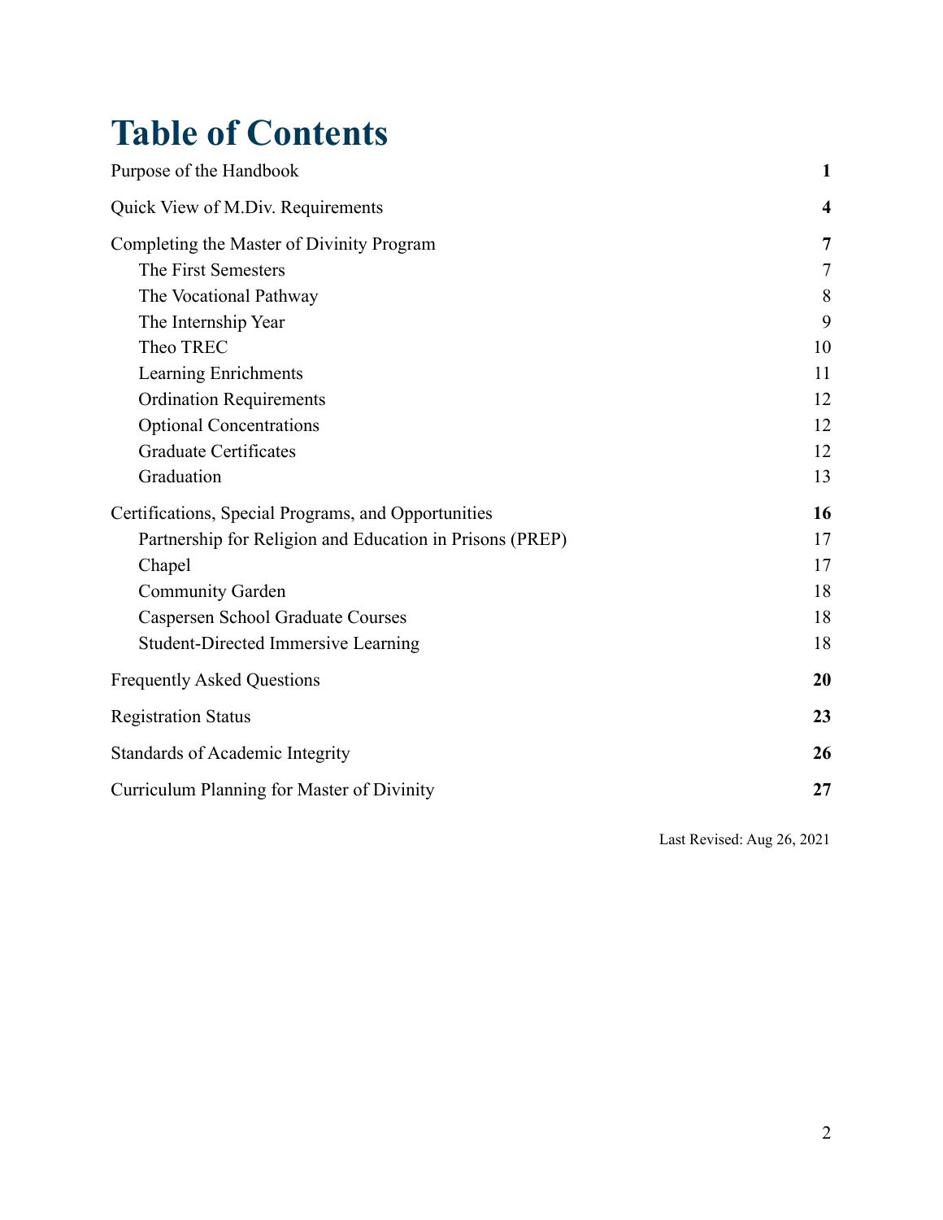# Table of Contents

| | |
|---|---|
| Purpose of the Handbook | **1** |
| Quick View of M.Div. Requirements | **4** |
| Completing the Master of Divinity Program | **7** |
| The First Semesters | 7 |
| The Vocational Pathway | 8 |
| The Internship Year | 9 |
| Theo TREC | 10 |
| Learning Enrichments | 11 |
| Ordination Requirements | 12 |
| Optional Concentrations | 12 |
| Graduate Certificates | 12 |
| Graduation | 13 |
| Certifications, Special Programs, and Opportunities | **16** |
| Partnership for Religion and Education in Prisons (PREP) | 17 |
| Chapel | 17 |
| Community Garden | 18 |
| Caspersen School Graduate Courses | 18 |
| Student-Directed Immersive Learning | 18 |
| Frequently Asked Questions | **20** |
| Registration Status | **23** |
| Standards of Academic Integrity | **26** |
| Curriculum Planning for Master of Divinity | **27** |

Last Revised: Aug 26, 2021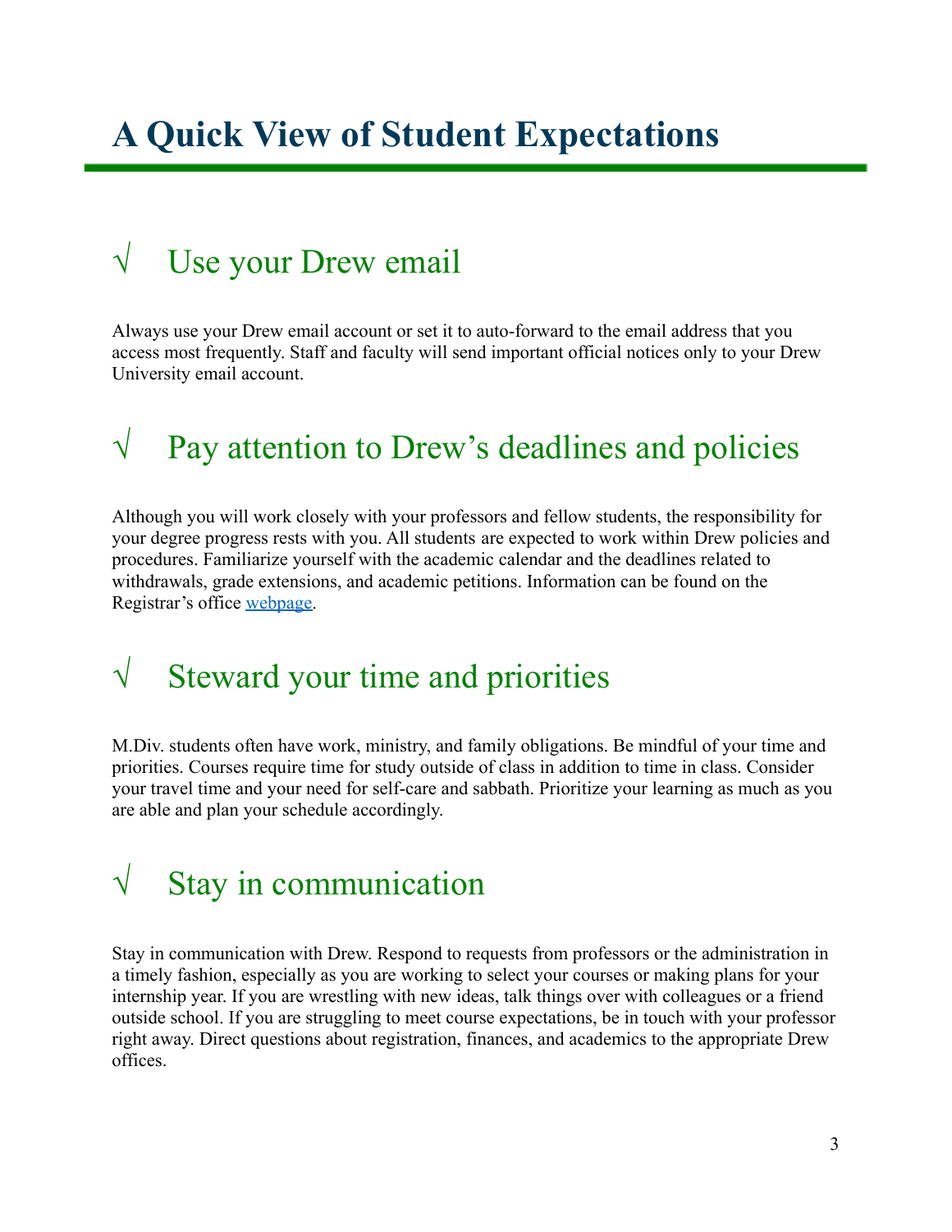# A Quick View of Student Expectations

## √ Use your Drew email

Always use your Drew email account or set it to auto-forward to the email address that you access most frequently. Staff and faculty will send important official notices only to your Drew University email account.

## √ Pay attention to Drew's deadlines and policies

Although you will work closely with your professors and fellow students, the responsibility for your degree progress rests with you. All students are expected to work within Drew policies and procedures. Familiarize yourself with the academic calendar and the deadlines related to withdrawals, grade extensions, and academic petitions. Information can be found on the Registrar's office webpage.

## √ Steward your time and priorities

M.Div. students often have work, ministry, and family obligations. Be mindful of your time and priorities. Courses require time for study outside of class in addition to time in class. Consider your travel time and your need for self-care and sabbath. Prioritize your learning as much as you are able and plan your schedule accordingly.

## √ Stay in communication

Stay in communication with Drew. Respond to requests from professors or the administration in a timely fashion, especially as you are working to select your courses or making plans for your internship year. If you are wrestling with new ideas, talk things over with colleagues or a friend outside school. If you are struggling to meet course expectations, be in touch with your professor right away. Direct questions about registration, finances, and academics to the appropriate Drew offices.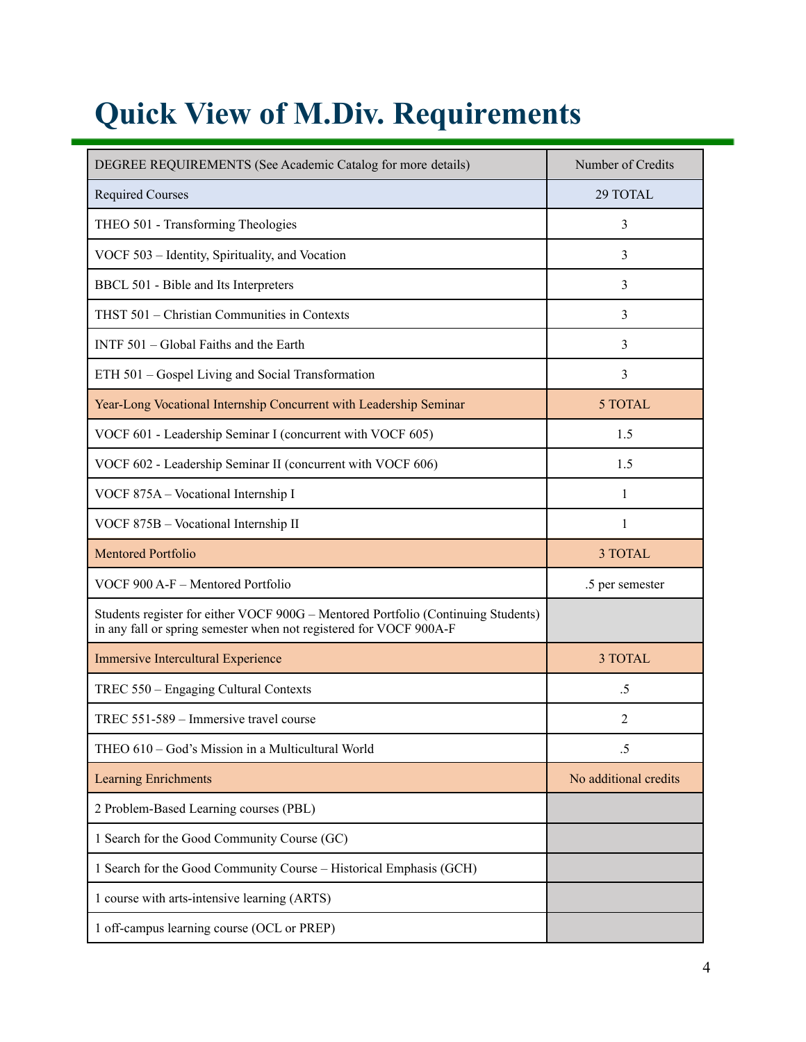# Quick View of M.Div. Requirements

| DEGREE REQUIREMENTS (See Academic Catalog for more details) | Number of Credits |
|---|---|
| Required Courses | 29 TOTAL |
| THEO 501 - Transforming Theologies | 3 |
| VOCF 503 – Identity, Spirituality, and Vocation | 3 |
| BBCL 501 - Bible and Its Interpreters | 3 |
| THST 501 – Christian Communities in Contexts | 3 |
| INTF 501 – Global Faiths and the Earth | 3 |
| ETH 501 – Gospel Living and Social Transformation | 3 |
| Year-Long Vocational Internship Concurrent with Leadership Seminar | 5 TOTAL |
| VOCF 601 - Leadership Seminar I (concurrent with VOCF 605) | 1.5 |
| VOCF 602 - Leadership Seminar II (concurrent with VOCF 606) | 1.5 |
| VOCF 875A – Vocational Internship I | 1 |
| VOCF 875B – Vocational Internship II | 1 |
| Mentored Portfolio | 3 TOTAL |
| VOCF 900 A-F – Mentored Portfolio | .5 per semester |
| Students register for either VOCF 900G – Mentored Portfolio (Continuing Students) in any fall or spring semester when not registered for VOCF 900A-F | |
| Immersive Intercultural Experience | 3 TOTAL |
| TREC 550 – Engaging Cultural Contexts | .5 |
| TREC 551-589 – Immersive travel course | 2 |
| THEO 610 – God's Mission in a Multicultural World | .5 |
| Learning Enrichments | No additional credits |
| 2 Problem-Based Learning courses (PBL) | |
| 1 Search for the Good Community Course (GC) | |
| 1 Search for the Good Community Course – Historical Emphasis (GCH) | |
| 1 course with arts-intensive learning (ARTS) | |
| 1 off-campus learning course (OCL or PREP) | |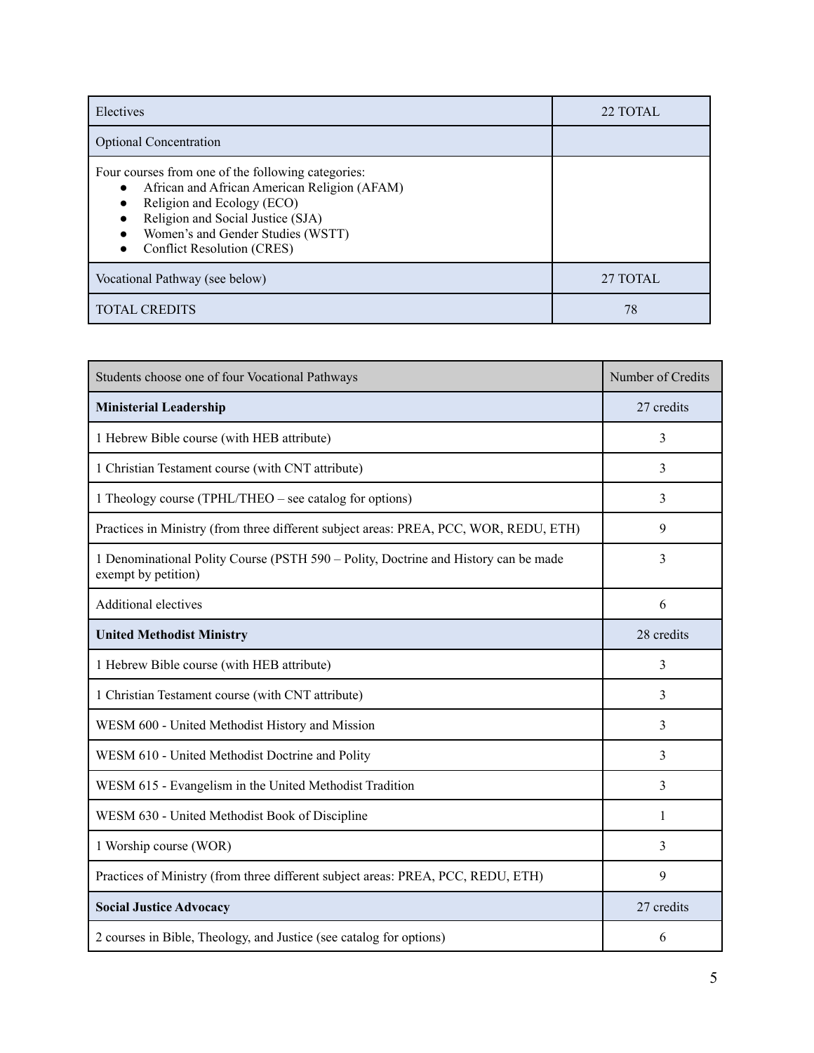| Electives | 22 TOTAL |
|---|---|
| Optional Concentration | |
| Four courses from one of the following categories:<br>● African and African American Religion (AFAM)<br>● Religion and Ecology (ECO)<br>● Religion and Social Justice (SJA)<br>● Women's and Gender Studies (WSTT)<br>● Conflict Resolution (CRES) | |
| Vocational Pathway (see below) | 27 TOTAL |
| TOTAL CREDITS | 78 |

| Students choose one of four Vocational Pathways | Number of Credits |
|---|---|
| **Ministerial Leadership** | 27 credits |
| 1 Hebrew Bible course (with HEB attribute) | 3 |
| 1 Christian Testament course (with CNT attribute) | 3 |
| 1 Theology course (TPHL/THEO – see catalog for options) | 3 |
| Practices in Ministry (from three different subject areas: PREA, PCC, WOR, REDU, ETH) | 9 |
| 1 Denominational Polity Course (PSTH 590 – Polity, Doctrine and History can be made exempt by petition) | 3 |
| Additional electives | 6 |
| **United Methodist Ministry** | 28 credits |
| 1 Hebrew Bible course (with HEB attribute) | 3 |
| 1 Christian Testament course (with CNT attribute) | 3 |
| WESM 600 - United Methodist History and Mission | 3 |
| WESM 610 - United Methodist Doctrine and Polity | 3 |
| WESM 615 - Evangelism in the United Methodist Tradition | 3 |
| WESM 630 - United Methodist Book of Discipline | 1 |
| 1 Worship course (WOR) | 3 |
| Practices of Ministry (from three different subject areas: PREA, PCC, REDU, ETH) | 9 |
| **Social Justice Advocacy** | 27 credits |
| 2 courses in Bible, Theology, and Justice (see catalog for options) | 6 |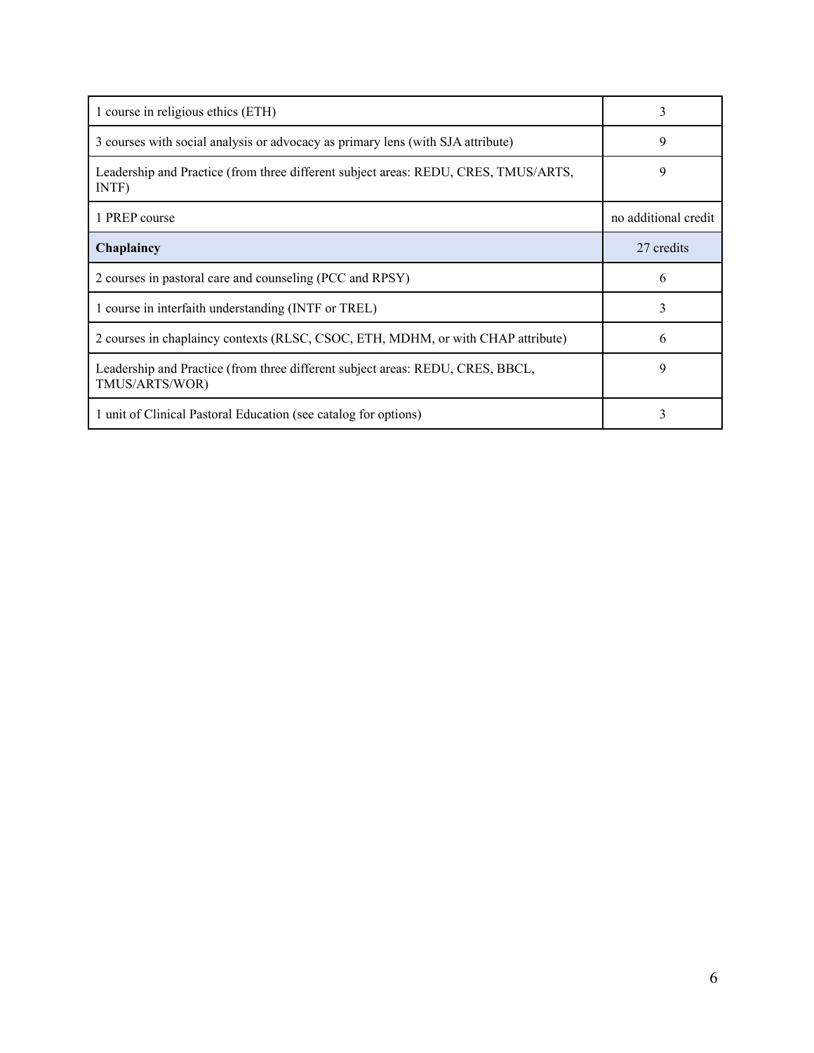| | |
|---|---|
| 1 course in religious ethics (ETH) | 3 |
| 3 courses with social analysis or advocacy as primary lens (with SJA attribute) | 9 |
| Leadership and Practice (from three different subject areas: REDU, CRES, TMUS/ARTS, INTF) | 9 |
| 1 PREP course | no additional credit |
| **Chaplaincy** | 27 credits |
| 2 courses in pastoral care and counseling (PCC and RPSY) | 6 |
| 1 course in interfaith understanding (INTF or TREL) | 3 |
| 2 courses in chaplaincy contexts (RLSC, CSOC, ETH, MDHM, or with CHAP attribute) | 6 |
| Leadership and Practice (from three different subject areas: REDU, CRES, BBCL, TMUS/ARTS/WOR) | 9 |
| 1 unit of Clinical Pastoral Education (see catalog for options) | 3 |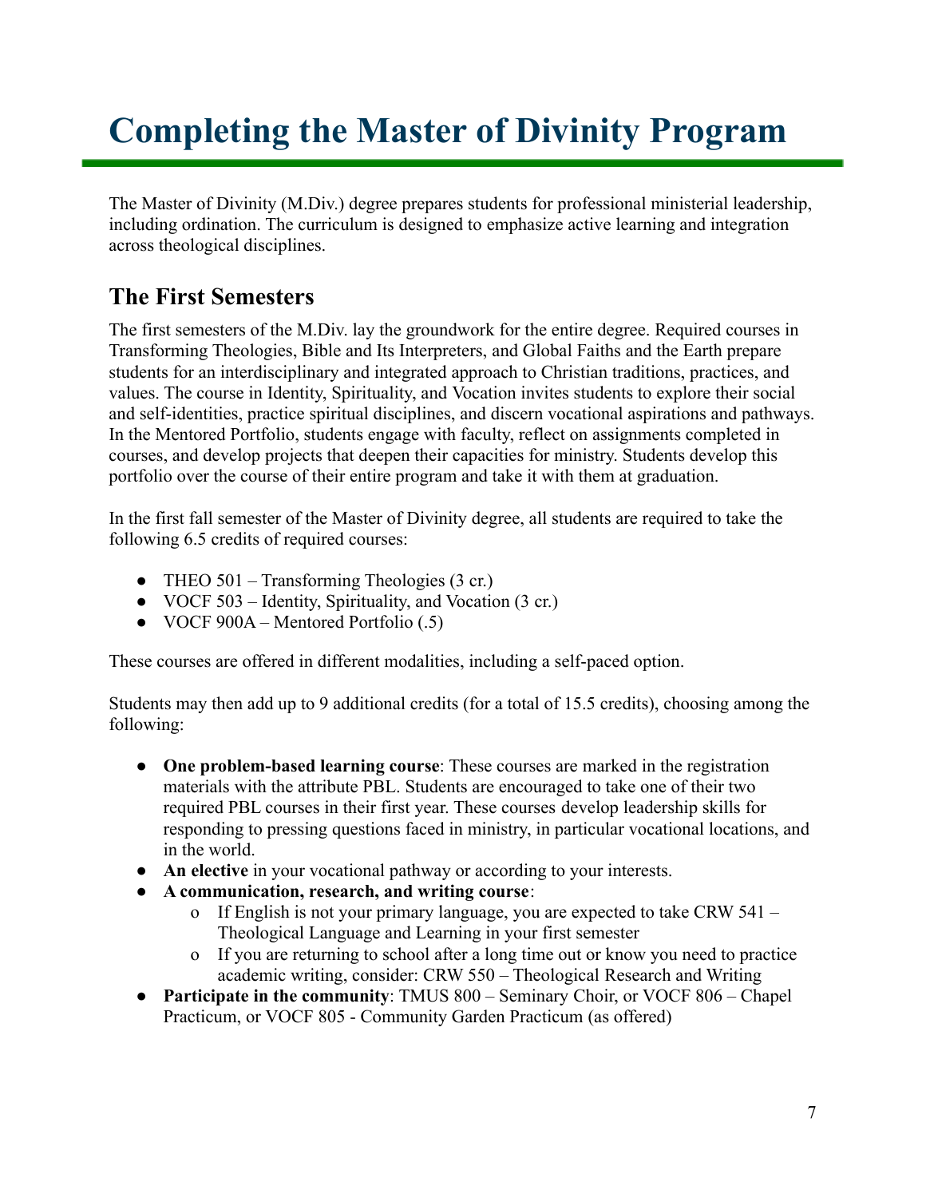# Completing the Master of Divinity Program

The Master of Divinity (M.Div.) degree prepares students for professional ministerial leadership, including ordination. The curriculum is designed to emphasize active learning and integration across theological disciplines.

## The First Semesters

The first semesters of the M.Div. lay the groundwork for the entire degree. Required courses in Transforming Theologies, Bible and Its Interpreters, and Global Faiths and the Earth prepare students for an interdisciplinary and integrated approach to Christian traditions, practices, and values. The course in Identity, Spirituality, and Vocation invites students to explore their social and self-identities, practice spiritual disciplines, and discern vocational aspirations and pathways. In the Mentored Portfolio, students engage with faculty, reflect on assignments completed in courses, and develop projects that deepen their capacities for ministry. Students develop this portfolio over the course of their entire program and take it with them at graduation.

In the first fall semester of the Master of Divinity degree, all students are required to take the following 6.5 credits of required courses:

- THEO 501 – Transforming Theologies (3 cr.)
- VOCF 503 – Identity, Spirituality, and Vocation (3 cr.)
- VOCF 900A – Mentored Portfolio (.5)

These courses are offered in different modalities, including a self-paced option.

Students may then add up to 9 additional credits (for a total of 15.5 credits), choosing among the following:

- **One problem-based learning course**: These courses are marked in the registration materials with the attribute PBL. Students are encouraged to take one of their two required PBL courses in their first year. These courses develop leadership skills for responding to pressing questions faced in ministry, in particular vocational locations, and in the world.
- **An elective** in your vocational pathway or according to your interests.
- **A communication, research, and writing course**:
  - If English is not your primary language, you are expected to take CRW 541 – Theological Language and Learning in your first semester
  - If you are returning to school after a long time out or know you need to practice academic writing, consider: CRW 550 – Theological Research and Writing
- **Participate in the community**: TMUS 800 – Seminary Choir, or VOCF 806 – Chapel Practicum, or VOCF 805 - Community Garden Practicum (as offered)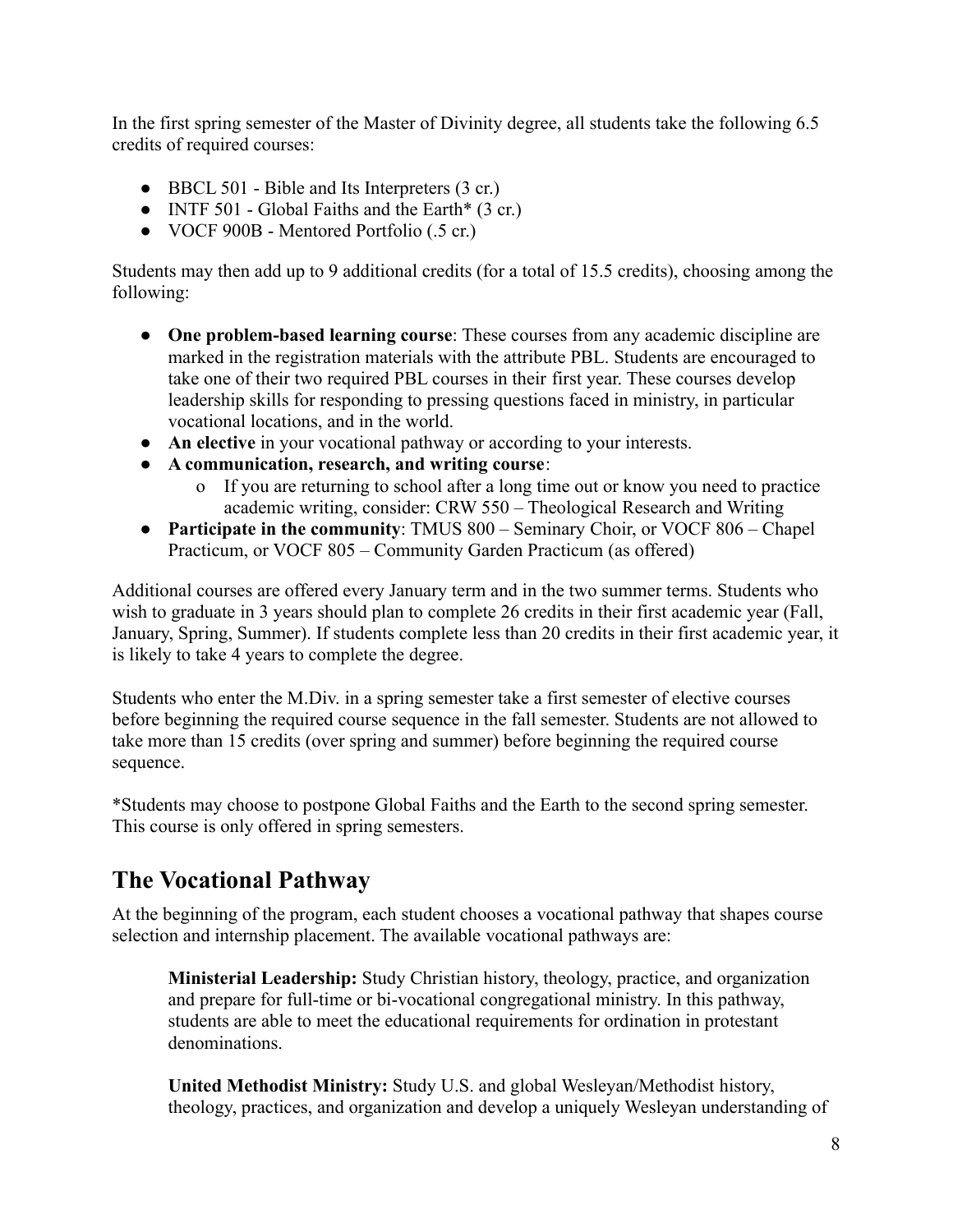In the first spring semester of the Master of Divinity degree, all students take the following 6.5 credits of required courses:

- BBCL 501 - Bible and Its Interpreters (3 cr.)
- INTF 501 - Global Faiths and the Earth* (3 cr.)
- VOCF 900B - Mentored Portfolio (.5 cr.)

Students may then add up to 9 additional credits (for a total of 15.5 credits), choosing among the following:

- **One problem-based learning course**: These courses from any academic discipline are marked in the registration materials with the attribute PBL. Students are encouraged to take one of their two required PBL courses in their first year. These courses develop leadership skills for responding to pressing questions faced in ministry, in particular vocational locations, and in the world.
- **An elective** in your vocational pathway or according to your interests.
- **A communication, research, and writing course**:
  - If you are returning to school after a long time out or know you need to practice academic writing, consider: CRW 550 – Theological Research and Writing
- **Participate in the community**: TMUS 800 – Seminary Choir, or VOCF 806 – Chapel Practicum, or VOCF 805 – Community Garden Practicum (as offered)

Additional courses are offered every January term and in the two summer terms. Students who wish to graduate in 3 years should plan to complete 26 credits in their first academic year (Fall, January, Spring, Summer). If students complete less than 20 credits in their first academic year, it is likely to take 4 years to complete the degree.

Students who enter the M.Div. in a spring semester take a first semester of elective courses before beginning the required course sequence in the fall semester. Students are not allowed to take more than 15 credits (over spring and summer) before beginning the required course sequence.

*Students may choose to postpone Global Faiths and the Earth to the second spring semester. This course is only offered in spring semesters.

## The Vocational Pathway

At the beginning of the program, each student chooses a vocational pathway that shapes course selection and internship placement. The available vocational pathways are:

> **Ministerial Leadership:** Study Christian history, theology, practice, and organization and prepare for full-time or bi-vocational congregational ministry. In this pathway, students are able to meet the educational requirements for ordination in protestant denominations.
>
> **United Methodist Ministry:** Study U.S. and global Wesleyan/Methodist history, theology, practices, and organization and develop a uniquely Wesleyan understanding of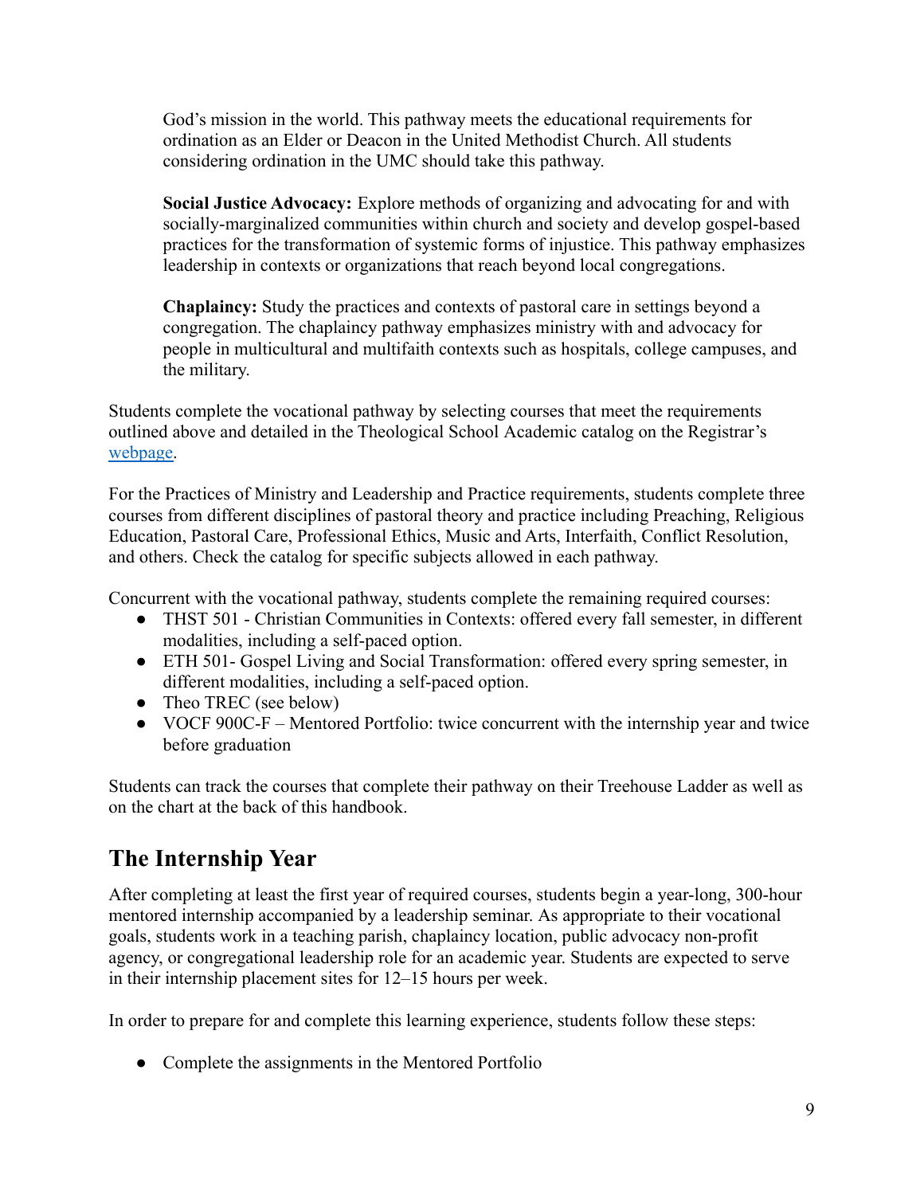God's mission in the world. This pathway meets the educational requirements for ordination as an Elder or Deacon in the United Methodist Church. All students considering ordination in the UMC should take this pathway.

**Social Justice Advocacy:** Explore methods of organizing and advocating for and with socially-marginalized communities within church and society and develop gospel-based practices for the transformation of systemic forms of injustice. This pathway emphasizes leadership in contexts or organizations that reach beyond local congregations.

**Chaplaincy:** Study the practices and contexts of pastoral care in settings beyond a congregation. The chaplaincy pathway emphasizes ministry with and advocacy for people in multicultural and multifaith contexts such as hospitals, college campuses, and the military.

Students complete the vocational pathway by selecting courses that meet the requirements outlined above and detailed in the Theological School Academic catalog on the Registrar's [webpage](webpage).

For the Practices of Ministry and Leadership and Practice requirements, students complete three courses from different disciplines of pastoral theory and practice including Preaching, Religious Education, Pastoral Care, Professional Ethics, Music and Arts, Interfaith, Conflict Resolution, and others. Check the catalog for specific subjects allowed in each pathway.

Concurrent with the vocational pathway, students complete the remaining required courses:

- THST 501 - Christian Communities in Contexts: offered every fall semester, in different modalities, including a self-paced option.
- ETH 501- Gospel Living and Social Transformation: offered every spring semester, in different modalities, including a self-paced option.
- Theo TREC (see below)
- VOCF 900C-F – Mentored Portfolio: twice concurrent with the internship year and twice before graduation

Students can track the courses that complete their pathway on their Treehouse Ladder as well as on the chart at the back of this handbook.

## The Internship Year

After completing at least the first year of required courses, students begin a year-long, 300-hour mentored internship accompanied by a leadership seminar. As appropriate to their vocational goals, students work in a teaching parish, chaplaincy location, public advocacy non-profit agency, or congregational leadership role for an academic year. Students are expected to serve in their internship placement sites for 12–15 hours per week.

In order to prepare for and complete this learning experience, students follow these steps:

- Complete the assignments in the Mentored Portfolio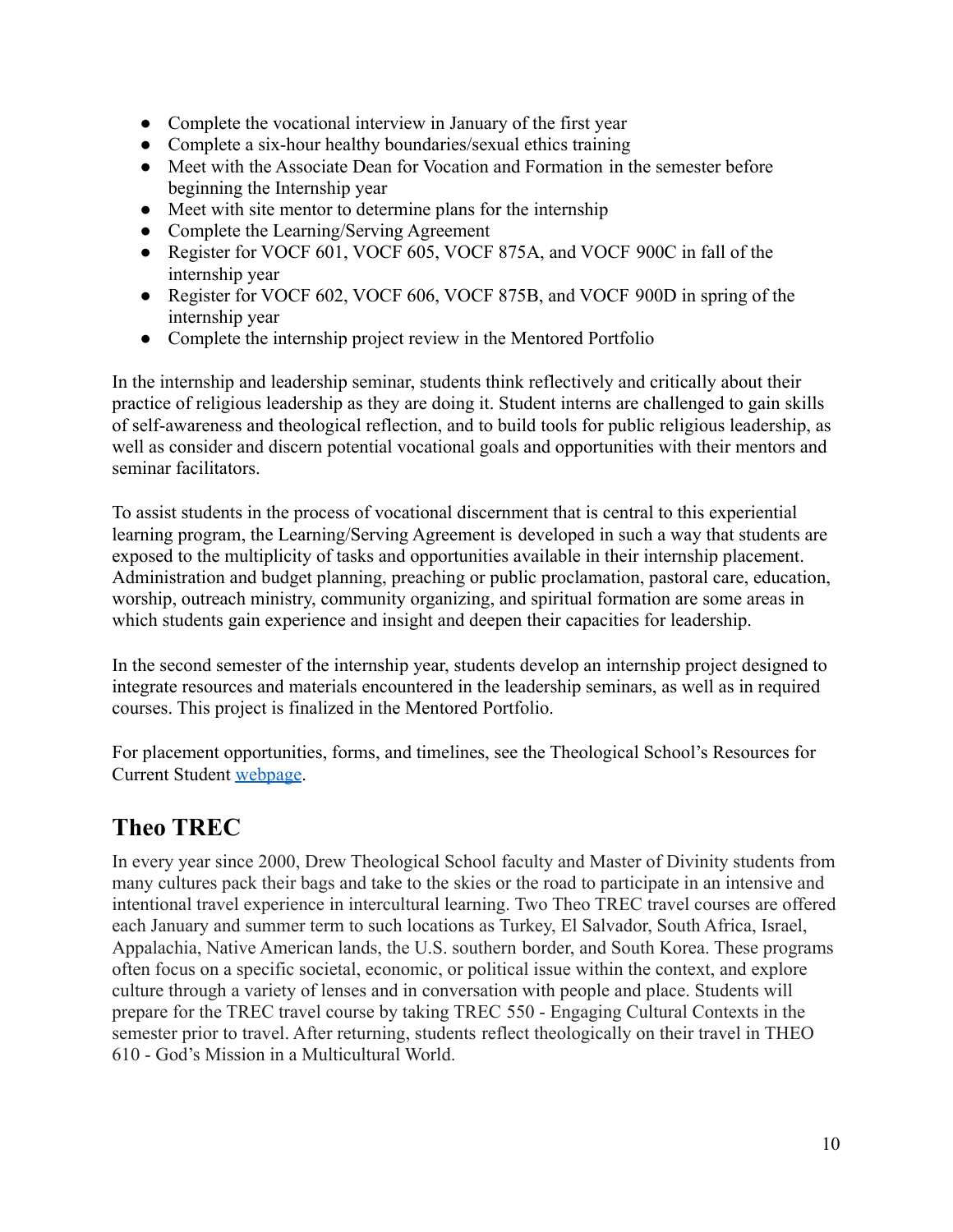- Complete the vocational interview in January of the first year
- Complete a six-hour healthy boundaries/sexual ethics training
- Meet with the Associate Dean for Vocation and Formation in the semester before beginning the Internship year
- Meet with site mentor to determine plans for the internship
- Complete the Learning/Serving Agreement
- Register for VOCF 601, VOCF 605, VOCF 875A, and VOCF 900C in fall of the internship year
- Register for VOCF 602, VOCF 606, VOCF 875B, and VOCF 900D in spring of the internship year
- Complete the internship project review in the Mentored Portfolio

In the internship and leadership seminar, students think reflectively and critically about their practice of religious leadership as they are doing it. Student interns are challenged to gain skills of self-awareness and theological reflection, and to build tools for public religious leadership, as well as consider and discern potential vocational goals and opportunities with their mentors and seminar facilitators.

To assist students in the process of vocational discernment that is central to this experiential learning program, the Learning/Serving Agreement is developed in such a way that students are exposed to the multiplicity of tasks and opportunities available in their internship placement. Administration and budget planning, preaching or public proclamation, pastoral care, education, worship, outreach ministry, community organizing, and spiritual formation are some areas in which students gain experience and insight and deepen their capacities for leadership.

In the second semester of the internship year, students develop an internship project designed to integrate resources and materials encountered in the leadership seminars, as well as in required courses. This project is finalized in the Mentored Portfolio.

For placement opportunities, forms, and timelines, see the Theological School's Resources for Current Student [webpage](webpage).

## Theo TREC

In every year since 2000, Drew Theological School faculty and Master of Divinity students from many cultures pack their bags and take to the skies or the road to participate in an intensive and intentional travel experience in intercultural learning. Two Theo TREC travel courses are offered each January and summer term to such locations as Turkey, El Salvador, South Africa, Israel, Appalachia, Native American lands, the U.S. southern border, and South Korea. These programs often focus on a specific societal, economic, or political issue within the context, and explore culture through a variety of lenses and in conversation with people and place. Students will prepare for the TREC travel course by taking TREC 550 - Engaging Cultural Contexts in the semester prior to travel. After returning, students reflect theologically on their travel in THEO 610 - God's Mission in a Multicultural World.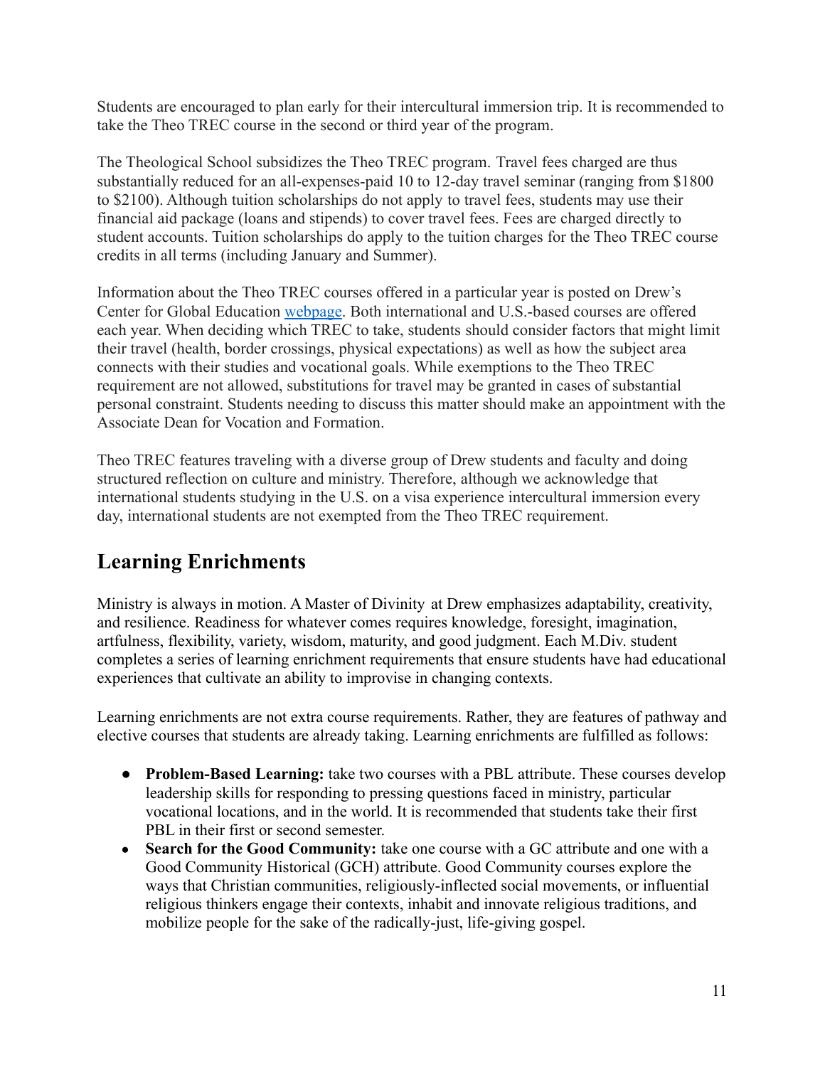Students are encouraged to plan early for their intercultural immersion trip. It is recommended to take the Theo TREC course in the second or third year of the program.

The Theological School subsidizes the Theo TREC program. Travel fees charged are thus substantially reduced for an all-expenses-paid 10 to 12-day travel seminar (ranging from $1800 to $2100). Although tuition scholarships do not apply to travel fees, students may use their financial aid package (loans and stipends) to cover travel fees. Fees are charged directly to student accounts. Tuition scholarships do apply to the tuition charges for the Theo TREC course credits in all terms (including January and Summer).

Information about the Theo TREC courses offered in a particular year is posted on Drew's Center for Global Education webpage. Both international and U.S.-based courses are offered each year. When deciding which TREC to take, students should consider factors that might limit their travel (health, border crossings, physical expectations) as well as how the subject area connects with their studies and vocational goals. While exemptions to the Theo TREC requirement are not allowed, substitutions for travel may be granted in cases of substantial personal constraint. Students needing to discuss this matter should make an appointment with the Associate Dean for Vocation and Formation.

Theo TREC features traveling with a diverse group of Drew students and faculty and doing structured reflection on culture and ministry. Therefore, although we acknowledge that international students studying in the U.S. on a visa experience intercultural immersion every day, international students are not exempted from the Theo TREC requirement.

## Learning Enrichments

Ministry is always in motion. A Master of Divinity at Drew emphasizes adaptability, creativity, and resilience. Readiness for whatever comes requires knowledge, foresight, imagination, artfulness, flexibility, variety, wisdom, maturity, and good judgment. Each M.Div. student completes a series of learning enrichment requirements that ensure students have had educational experiences that cultivate an ability to improvise in changing contexts.

Learning enrichments are not extra course requirements. Rather, they are features of pathway and elective courses that students are already taking. Learning enrichments are fulfilled as follows:

- **Problem-Based Learning:** take two courses with a PBL attribute. These courses develop leadership skills for responding to pressing questions faced in ministry, particular vocational locations, and in the world. It is recommended that students take their first PBL in their first or second semester.
- **Search for the Good Community:** take one course with a GC attribute and one with a Good Community Historical (GCH) attribute. Good Community courses explore the ways that Christian communities, religiously-inflected social movements, or influential religious thinkers engage their contexts, inhabit and innovate religious traditions, and mobilize people for the sake of the radically-just, life-giving gospel.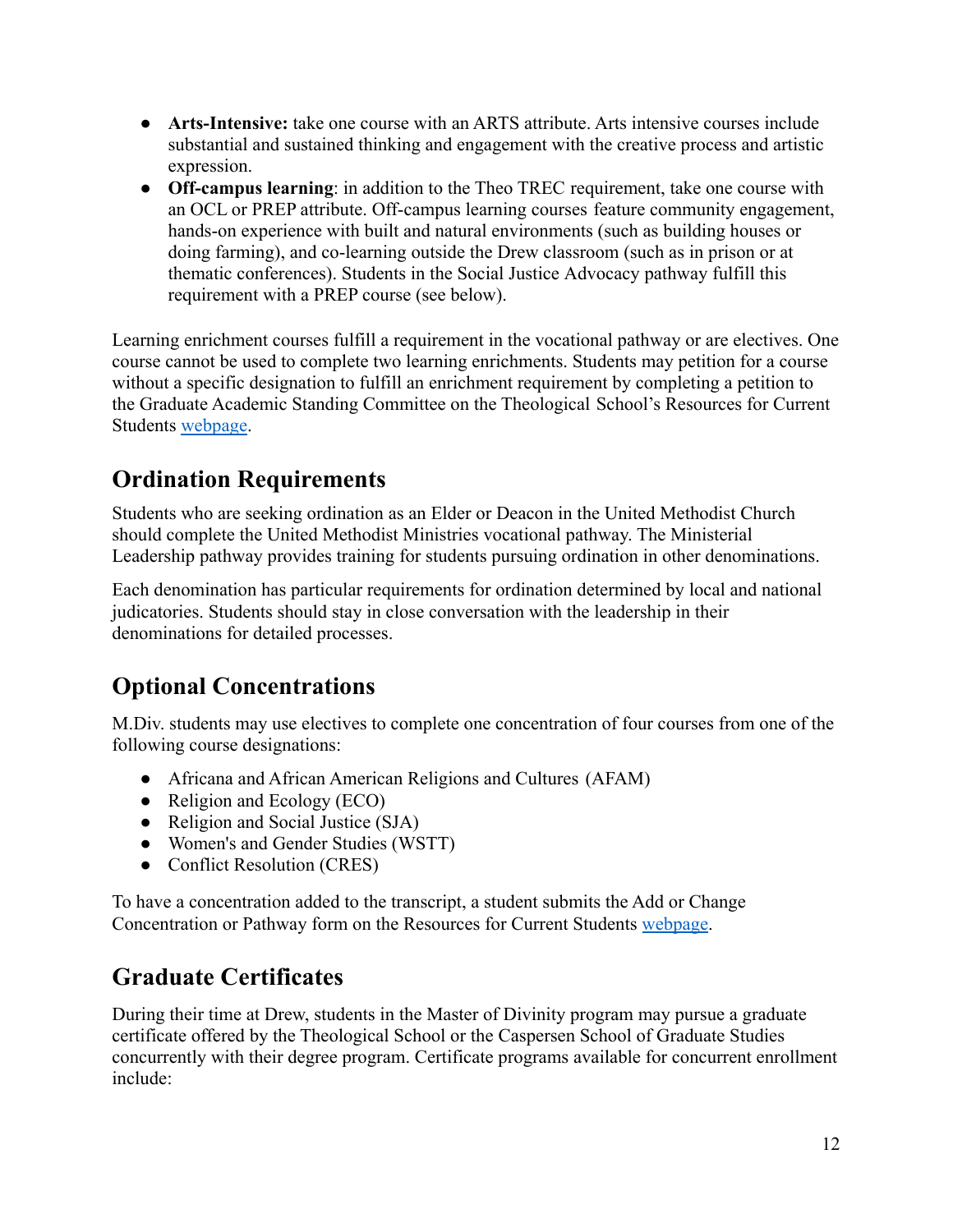- **Arts-Intensive:** take one course with an ARTS attribute. Arts intensive courses include substantial and sustained thinking and engagement with the creative process and artistic expression.
- **Off-campus learning**: in addition to the Theo TREC requirement, take one course with an OCL or PREP attribute. Off-campus learning courses feature community engagement, hands-on experience with built and natural environments (such as building houses or doing farming), and co-learning outside the Drew classroom (such as in prison or at thematic conferences). Students in the Social Justice Advocacy pathway fulfill this requirement with a PREP course (see below).

Learning enrichment courses fulfill a requirement in the vocational pathway or are electives. One course cannot be used to complete two learning enrichments. Students may petition for a course without a specific designation to fulfill an enrichment requirement by completing a petition to the Graduate Academic Standing Committee on the Theological School's Resources for Current Students webpage.

## Ordination Requirements

Students who are seeking ordination as an Elder or Deacon in the United Methodist Church should complete the United Methodist Ministries vocational pathway. The Ministerial Leadership pathway provides training for students pursuing ordination in other denominations.

Each denomination has particular requirements for ordination determined by local and national judicatories. Students should stay in close conversation with the leadership in their denominations for detailed processes.

## Optional Concentrations

M.Div. students may use electives to complete one concentration of four courses from one of the following course designations:

- Africana and African American Religions and Cultures (AFAM)
- Religion and Ecology (ECO)
- Religion and Social Justice (SJA)
- Women's and Gender Studies (WSTT)
- Conflict Resolution (CRES)

To have a concentration added to the transcript, a student submits the Add or Change Concentration or Pathway form on the Resources for Current Students webpage.

## Graduate Certificates

During their time at Drew, students in the Master of Divinity program may pursue a graduate certificate offered by the Theological School or the Caspersen School of Graduate Studies concurrently with their degree program. Certificate programs available for concurrent enrollment include: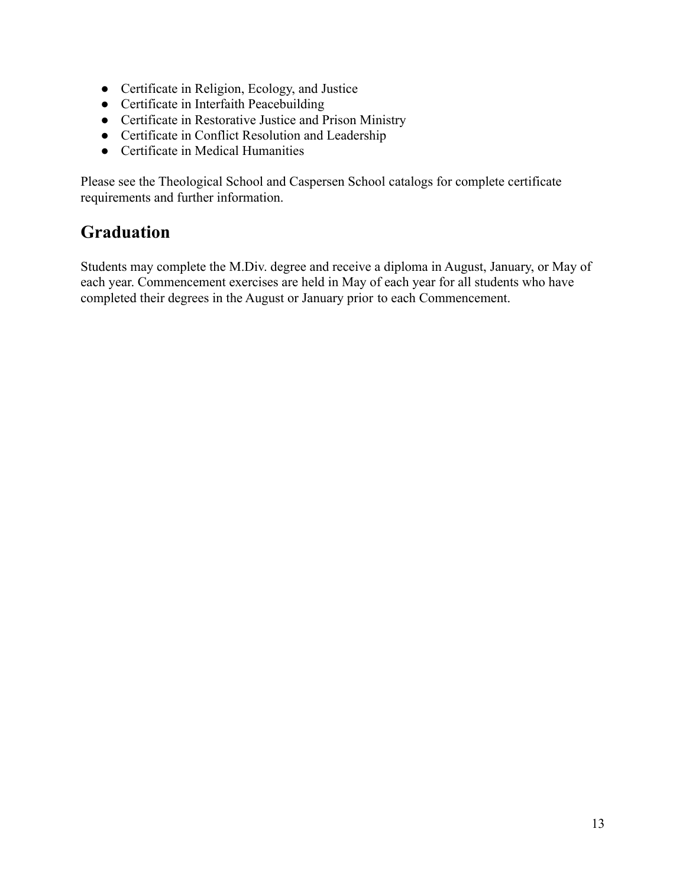- Certificate in Religion, Ecology, and Justice
- Certificate in Interfaith Peacebuilding
- Certificate in Restorative Justice and Prison Ministry
- Certificate in Conflict Resolution and Leadership
- Certificate in Medical Humanities

Please see the Theological School and Caspersen School catalogs for complete certificate requirements and further information.

## Graduation

Students may complete the M.Div. degree and receive a diploma in August, January, or May of each year. Commencement exercises are held in May of each year for all students who have completed their degrees in the August or January prior to each Commencement.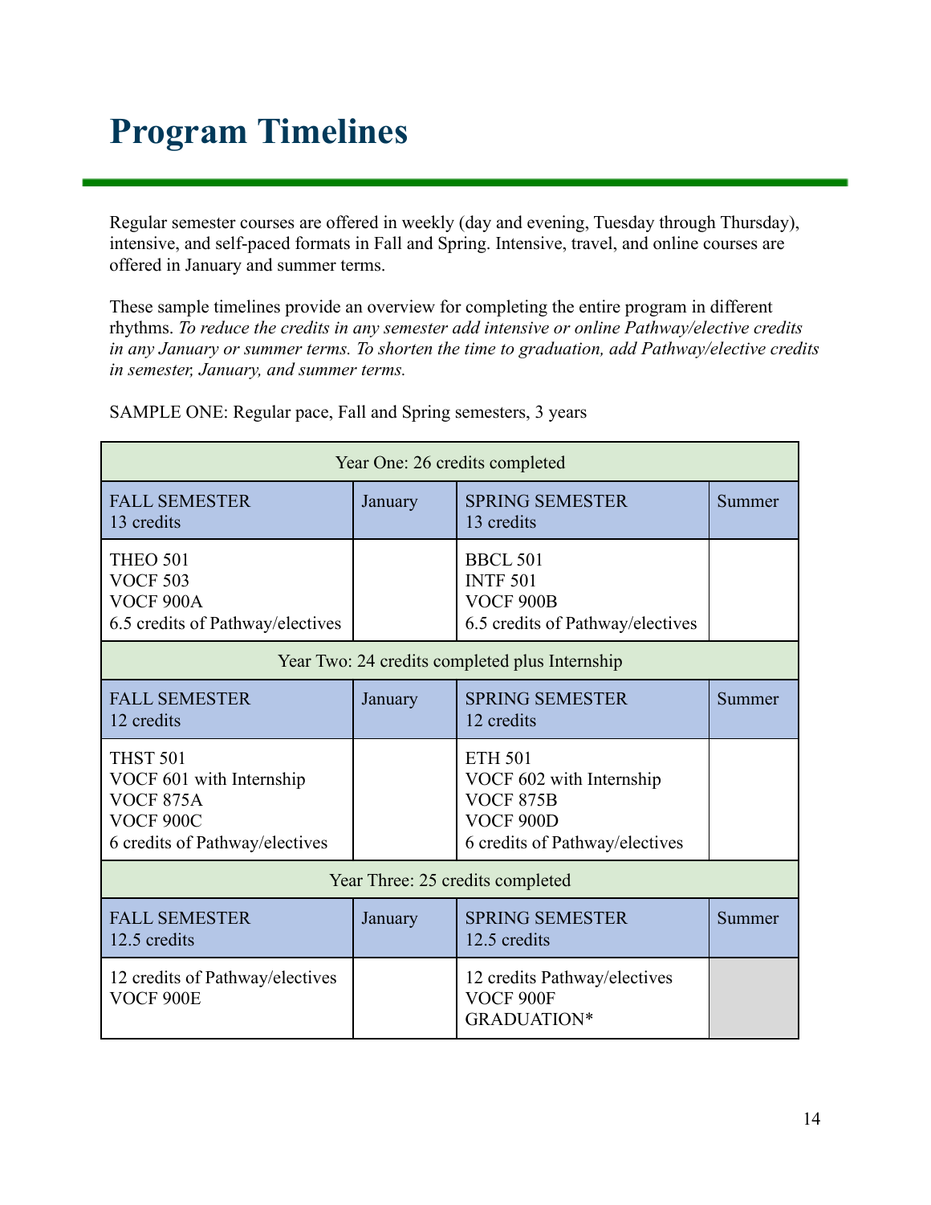# Program Timelines

Regular semester courses are offered in weekly (day and evening, Tuesday through Thursday), intensive, and self-paced formats in Fall and Spring. Intensive, travel, and online courses are offered in January and summer terms.

These sample timelines provide an overview for completing the entire program in different rhythms. *To reduce the credits in any semester add intensive or online Pathway/elective credits in any January or summer terms. To shorten the time to graduation, add Pathway/elective credits in semester, January, and summer terms.*

SAMPLE ONE: Regular pace, Fall and Spring semesters, 3 years

| Year One: 26 credits completed | | | |
|---|---|---|---|
| FALL SEMESTER<br>13 credits | January | SPRING SEMESTER<br>13 credits | Summer |
| THEO 501<br>VOCF 503<br>VOCF 900A<br>6.5 credits of Pathway/electives | | BBCL 501<br>INTF 501<br>VOCF 900B<br>6.5 credits of Pathway/electives | |
| **Year Two: 24 credits completed plus Internship** | | | |
| FALL SEMESTER<br>12 credits | January | SPRING SEMESTER<br>12 credits | Summer |
| THST 501<br>VOCF 601 with Internship<br>VOCF 875A<br>VOCF 900C<br>6 credits of Pathway/electives | | ETH 501<br>VOCF 602 with Internship<br>VOCF 875B<br>VOCF 900D<br>6 credits of Pathway/electives | |
| **Year Three: 25 credits completed** | | | |
| FALL SEMESTER<br>12.5 credits | January | SPRING SEMESTER<br>12.5 credits | Summer |
| 12 credits of Pathway/electives<br>VOCF 900E | | 12 credits Pathway/electives<br>VOCF 900F<br>GRADUATION* | |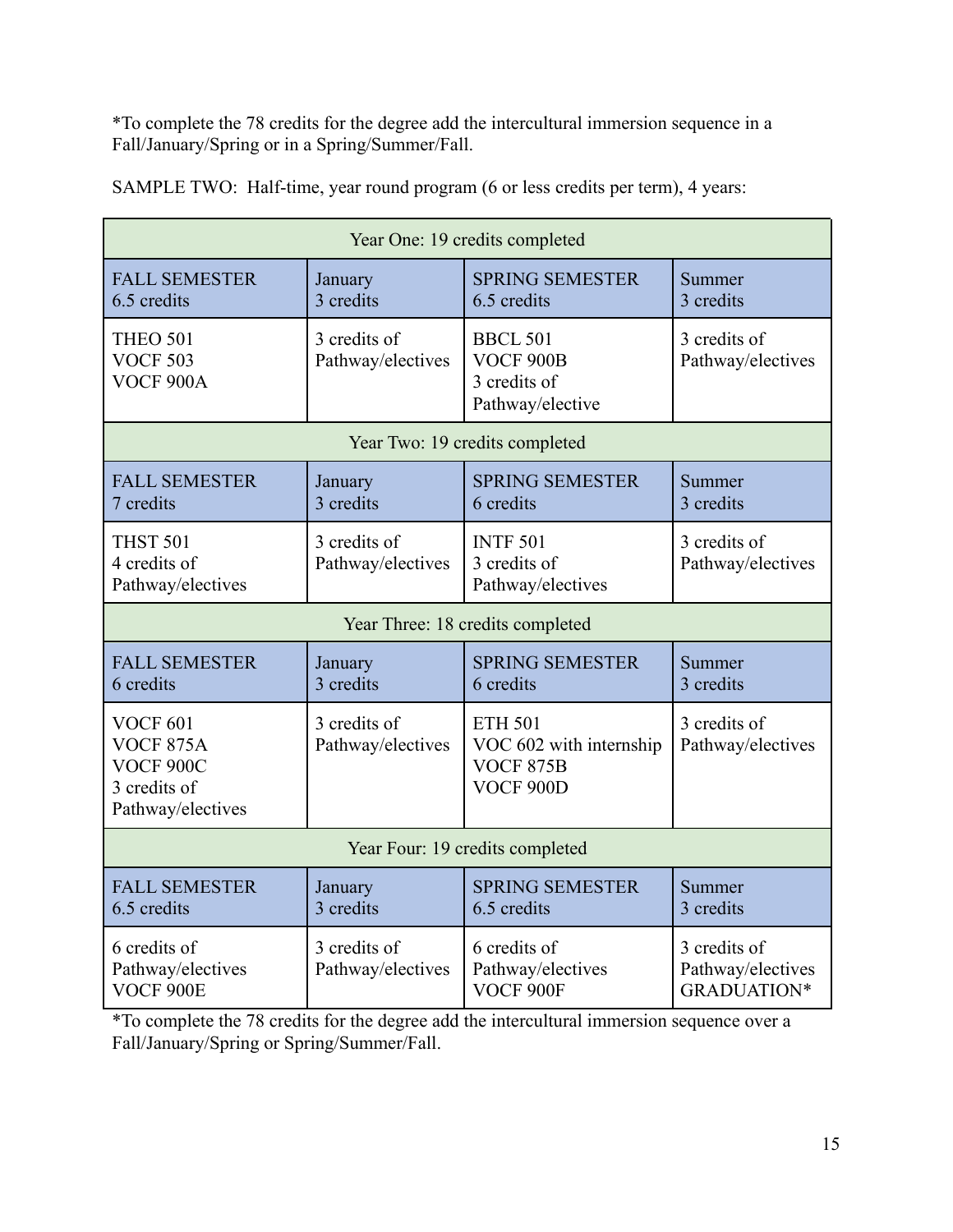*To complete the 78 credits for the degree add the intercultural immersion sequence in a Fall/January/Spring or in a Spring/Summer/Fall.

SAMPLE TWO: Half-time, year round program (6 or less credits per term), 4 years:

| Year One: 19 credits completed | | | |
|---|---|---|---|
| FALL SEMESTER<br>6.5 credits | January<br>3 credits | SPRING SEMESTER<br>6.5 credits | Summer<br>3 credits |
| THEO 501<br>VOCF 503<br>VOCF 900A | 3 credits of Pathway/electives | BBCL 501<br>VOCF 900B<br>3 credits of Pathway/elective | 3 credits of Pathway/electives |
| **Year Two: 19 credits completed** | | | |
| FALL SEMESTER<br>7 credits | January<br>3 credits | SPRING SEMESTER<br>6 credits | Summer<br>3 credits |
| THST 501<br>4 credits of Pathway/electives | 3 credits of Pathway/electives | INTF 501<br>3 credits of Pathway/electives | 3 credits of Pathway/electives |
| **Year Three: 18 credits completed** | | | |
| FALL SEMESTER<br>6 credits | January<br>3 credits | SPRING SEMESTER<br>6 credits | Summer<br>3 credits |
| VOCF 601<br>VOCF 875A<br>VOCF 900C<br>3 credits of Pathway/electives | 3 credits of Pathway/electives | ETH 501<br>VOC 602 with internship<br>VOCF 875B<br>VOCF 900D | 3 credits of Pathway/electives |
| **Year Four: 19 credits completed** | | | |
| FALL SEMESTER<br>6.5 credits | January<br>3 credits | SPRING SEMESTER<br>6.5 credits | Summer<br>3 credits |
| 6 credits of Pathway/electives<br>VOCF 900E | 3 credits of Pathway/electives | 6 credits of Pathway/electives<br>VOCF 900F | 3 credits of Pathway/electives<br>GRADUATION* |

*To complete the 78 credits for the degree add the intercultural immersion sequence over a Fall/January/Spring or Spring/Summer/Fall.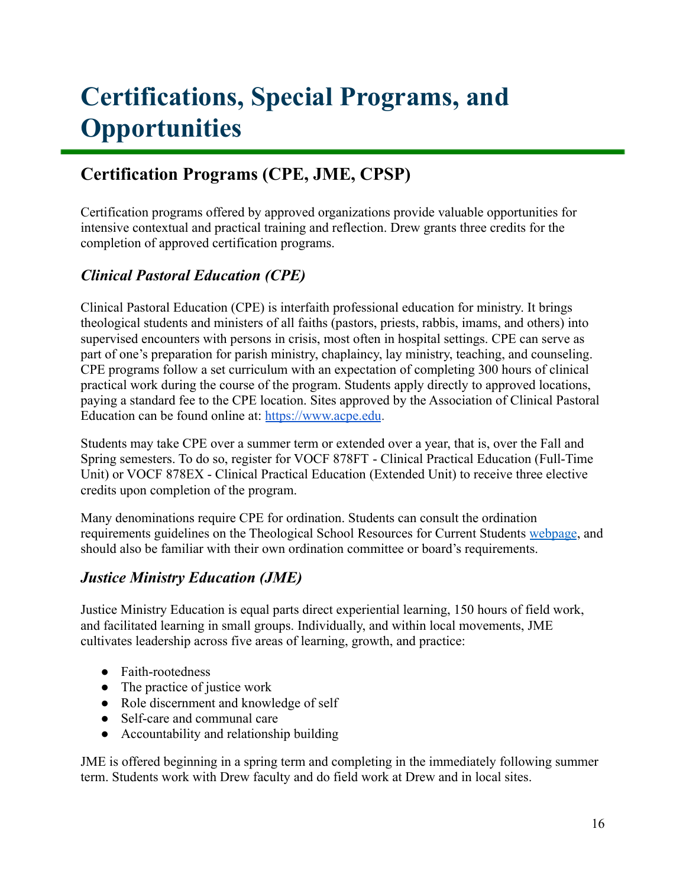# Certifications, Special Programs, and Opportunities

## Certification Programs (CPE, JME, CPSP)

Certification programs offered by approved organizations provide valuable opportunities for intensive contextual and practical training and reflection. Drew grants three credits for the completion of approved certification programs.

### *Clinical Pastoral Education (CPE)*

Clinical Pastoral Education (CPE) is interfaith professional education for ministry. It brings theological students and ministers of all faiths (pastors, priests, rabbis, imams, and others) into supervised encounters with persons in crisis, most often in hospital settings. CPE can serve as part of one's preparation for parish ministry, chaplaincy, lay ministry, teaching, and counseling. CPE programs follow a set curriculum with an expectation of completing 300 hours of clinical practical work during the course of the program. Students apply directly to approved locations, paying a standard fee to the CPE location. Sites approved by the Association of Clinical Pastoral Education can be found online at: [https://www.acpe.edu](https://www.acpe.edu).

Students may take CPE over a summer term or extended over a year, that is, over the Fall and Spring semesters. To do so, register for VOCF 878FT - Clinical Practical Education (Full-Time Unit) or VOCF 878EX - Clinical Practical Education (Extended Unit) to receive three elective credits upon completion of the program.

Many denominations require CPE for ordination. Students can consult the ordination requirements guidelines on the Theological School Resources for Current Students webpage, and should also be familiar with their own ordination committee or board's requirements.

### *Justice Ministry Education (JME)*

Justice Ministry Education is equal parts direct experiential learning, 150 hours of field work, and facilitated learning in small groups. Individually, and within local movements, JME cultivates leadership across five areas of learning, growth, and practice:

- Faith-rootedness
- The practice of justice work
- Role discernment and knowledge of self
- Self-care and communal care
- Accountability and relationship building

JME is offered beginning in a spring term and completing in the immediately following summer term. Students work with Drew faculty and do field work at Drew and in local sites.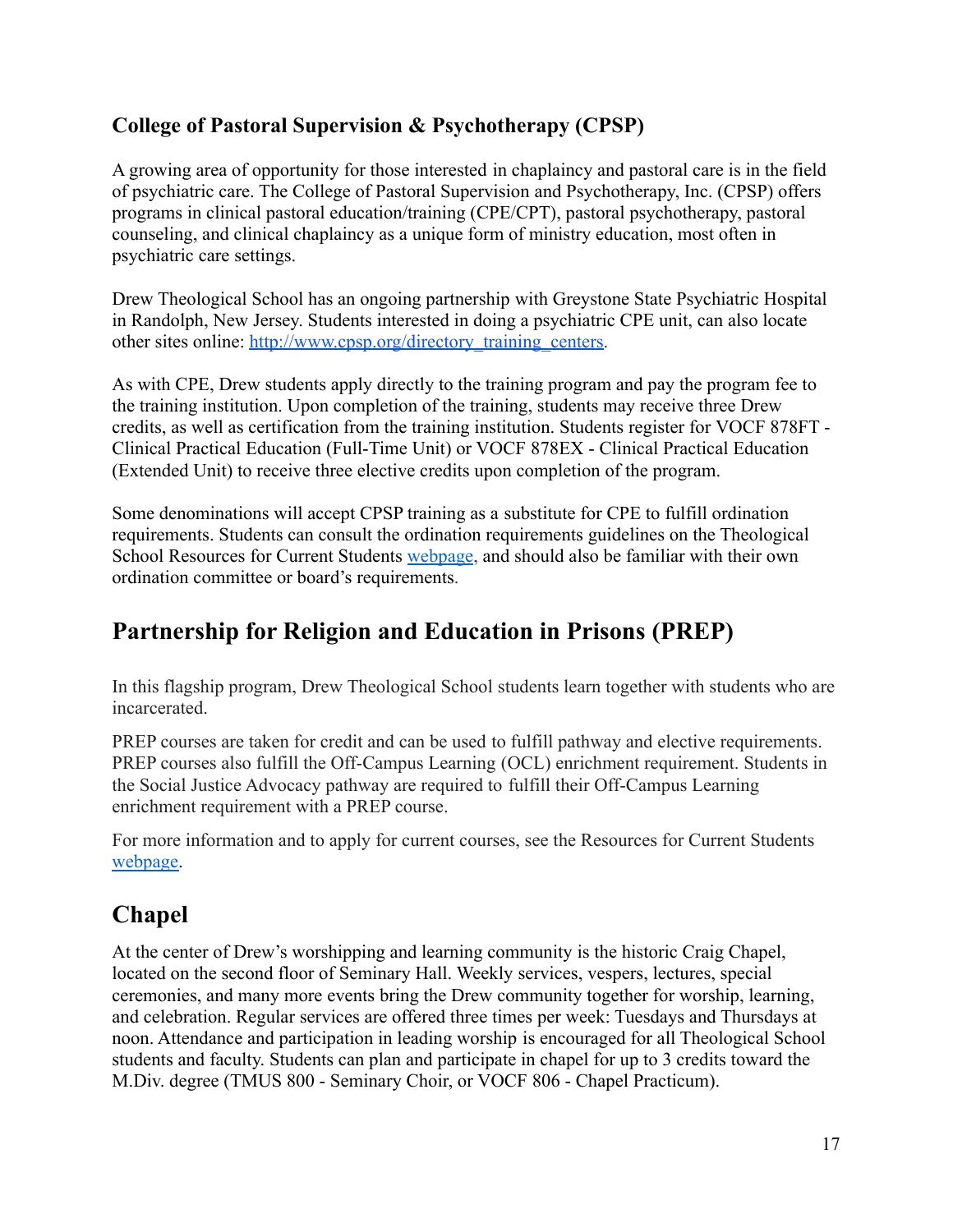### College of Pastoral Supervision & Psychotherapy (CPSP)

A growing area of opportunity for those interested in chaplaincy and pastoral care is in the field of psychiatric care. The College of Pastoral Supervision and Psychotherapy, Inc. (CPSP) offers programs in clinical pastoral education/training (CPE/CPT), pastoral psychotherapy, pastoral counseling, and clinical chaplaincy as a unique form of ministry education, most often in psychiatric care settings.

Drew Theological School has an ongoing partnership with Greystone State Psychiatric Hospital in Randolph, New Jersey. Students interested in doing a psychiatric CPE unit, can also locate other sites online: [http://www.cpsp.org/directory_training_centers](http://www.cpsp.org/directory_training_centers).

As with CPE, Drew students apply directly to the training program and pay the program fee to the training institution. Upon completion of the training, students may receive three Drew credits, as well as certification from the training institution. Students register for VOCF 878FT - Clinical Practical Education (Full-Time Unit) or VOCF 878EX - Clinical Practical Education (Extended Unit) to receive three elective credits upon completion of the program.

Some denominations will accept CPSP training as a substitute for CPE to fulfill ordination requirements. Students can consult the ordination requirements guidelines on the Theological School Resources for Current Students webpage, and should also be familiar with their own ordination committee or board's requirements.

## Partnership for Religion and Education in Prisons (PREP)

In this flagship program, Drew Theological School students learn together with students who are incarcerated.

PREP courses are taken for credit and can be used to fulfill pathway and elective requirements. PREP courses also fulfill the Off-Campus Learning (OCL) enrichment requirement. Students in the Social Justice Advocacy pathway are required to fulfill their Off-Campus Learning enrichment requirement with a PREP course.

For more information and to apply for current courses, see the Resources for Current Students webpage.

## Chapel

At the center of Drew's worshipping and learning community is the historic Craig Chapel, located on the second floor of Seminary Hall. Weekly services, vespers, lectures, special ceremonies, and many more events bring the Drew community together for worship, learning, and celebration. Regular services are offered three times per week: Tuesdays and Thursdays at noon. Attendance and participation in leading worship is encouraged for all Theological School students and faculty. Students can plan and participate in chapel for up to 3 credits toward the M.Div. degree (TMUS 800 - Seminary Choir, or VOCF 806 - Chapel Practicum).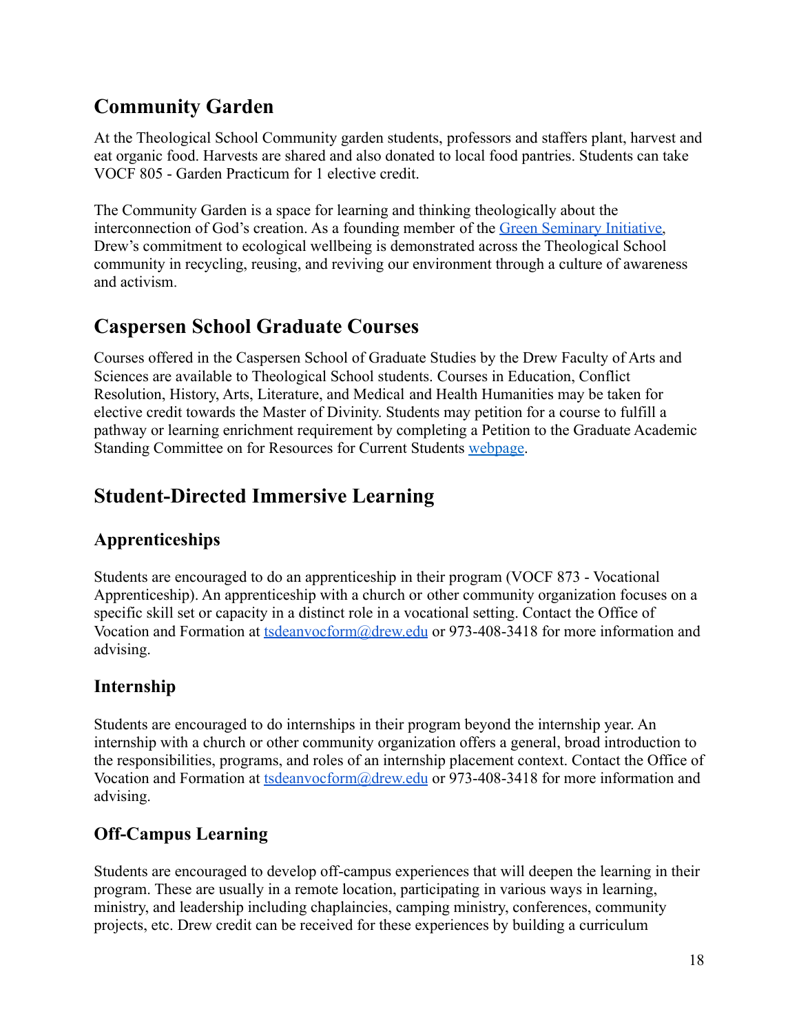## Community Garden

At the Theological School Community garden students, professors and staffers plant, harvest and eat organic food. Harvests are shared and also donated to local food pantries. Students can take VOCF 805 - Garden Practicum for 1 elective credit.

The Community Garden is a space for learning and thinking theologically about the interconnection of God's creation. As a founding member of the Green Seminary Initiative, Drew's commitment to ecological wellbeing is demonstrated across the Theological School community in recycling, reusing, and reviving our environment through a culture of awareness and activism.

## Caspersen School Graduate Courses

Courses offered in the Caspersen School of Graduate Studies by the Drew Faculty of Arts and Sciences are available to Theological School students. Courses in Education, Conflict Resolution, History, Arts, Literature, and Medical and Health Humanities may be taken for elective credit towards the Master of Divinity. Students may petition for a course to fulfill a pathway or learning enrichment requirement by completing a Petition to the Graduate Academic Standing Committee on for Resources for Current Students webpage.

## Student-Directed Immersive Learning

### Apprenticeships

Students are encouraged to do an apprenticeship in their program (VOCF 873 - Vocational Apprenticeship). An apprenticeship with a church or other community organization focuses on a specific skill set or capacity in a distinct role in a vocational setting. Contact the Office of Vocation and Formation at tsdeanvocform@drew.edu or 973-408-3418 for more information and advising.

### Internship

Students are encouraged to do internships in their program beyond the internship year. An internship with a church or other community organization offers a general, broad introduction to the responsibilities, programs, and roles of an internship placement context. Contact the Office of Vocation and Formation at tsdeanvocform@drew.edu or 973-408-3418 for more information and advising.

### Off-Campus Learning

Students are encouraged to develop off-campus experiences that will deepen the learning in their program. These are usually in a remote location, participating in various ways in learning, ministry, and leadership including chaplaincies, camping ministry, conferences, community projects, etc. Drew credit can be received for these experiences by building a curriculum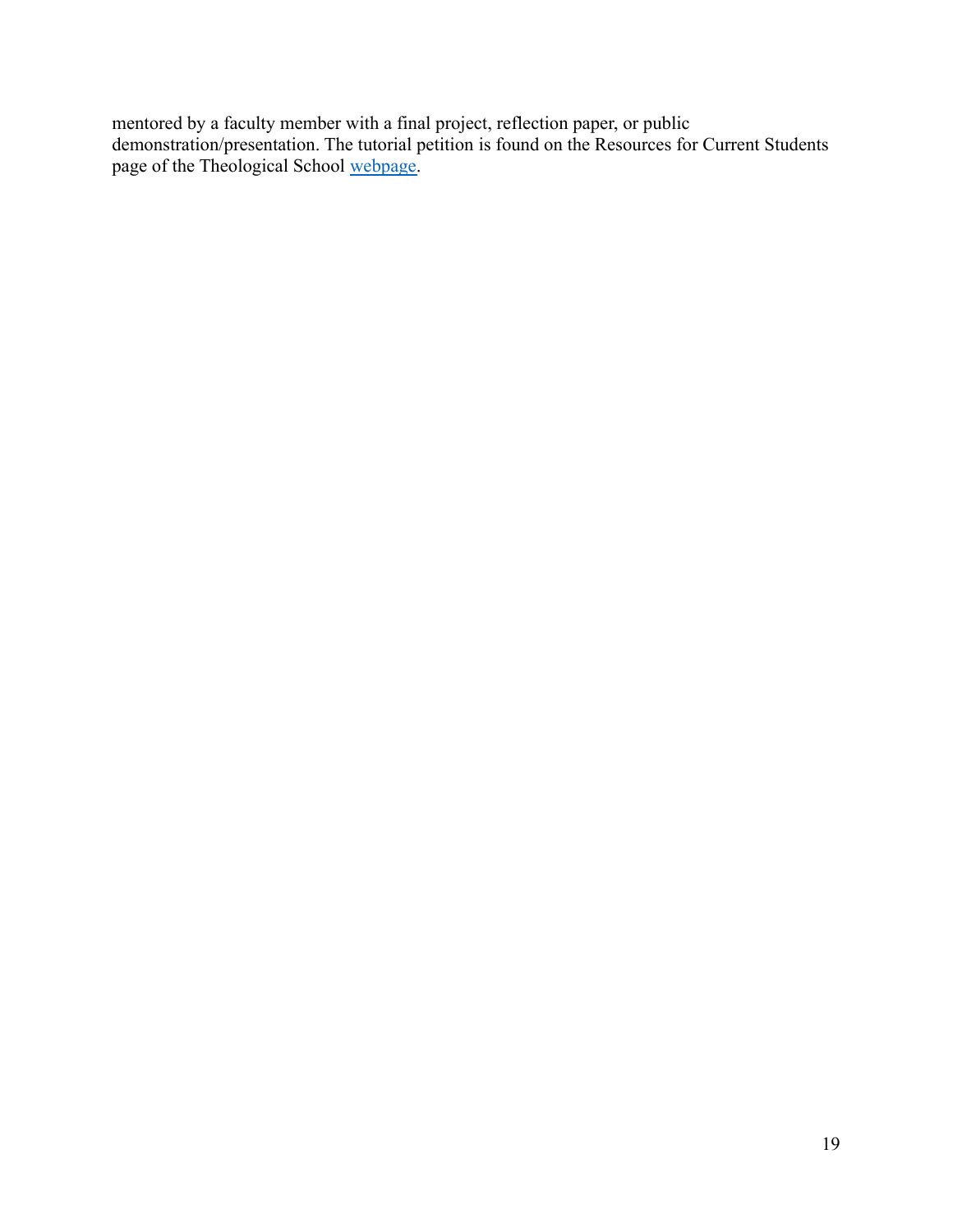mentored by a faculty member with a final project, reflection paper, or public demonstration/presentation. The tutorial petition is found on the Resources for Current Students page of the Theological School webpage.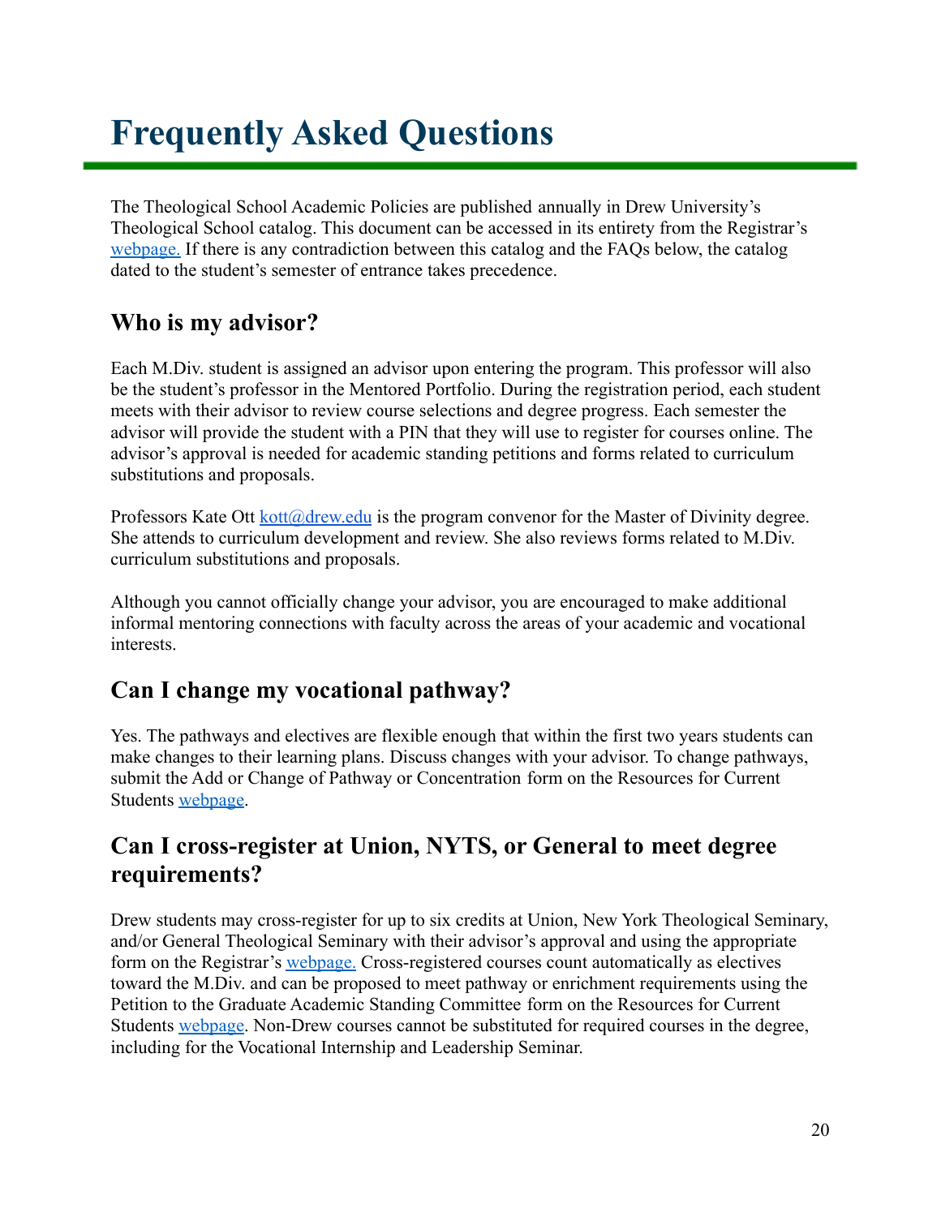# Frequently Asked Questions

The Theological School Academic Policies are published annually in Drew University's Theological School catalog. This document can be accessed in its entirety from the Registrar's [webpage.](#) If there is any contradiction between this catalog and the FAQs below, the catalog dated to the student's semester of entrance takes precedence.

## Who is my advisor?

Each M.Div. student is assigned an advisor upon entering the program. This professor will also be the student's professor in the Mentored Portfolio. During the registration period, each student meets with their advisor to review course selections and degree progress. Each semester the advisor will provide the student with a PIN that they will use to register for courses online. The advisor's approval is needed for academic standing petitions and forms related to curriculum substitutions and proposals.

Professors Kate Ott [kott@drew.edu](mailto:kott@drew.edu) is the program convenor for the Master of Divinity degree. She attends to curriculum development and review. She also reviews forms related to M.Div. curriculum substitutions and proposals.

Although you cannot officially change your advisor, you are encouraged to make additional informal mentoring connections with faculty across the areas of your academic and vocational interests.

## Can I change my vocational pathway?

Yes. The pathways and electives are flexible enough that within the first two years students can make changes to their learning plans. Discuss changes with your advisor. To change pathways, submit the Add or Change of Pathway or Concentration form on the Resources for Current Students [webpage](#).

## Can I cross-register at Union, NYTS, or General to meet degree requirements?

Drew students may cross-register for up to six credits at Union, New York Theological Seminary, and/or General Theological Seminary with their advisor's approval and using the appropriate form on the Registrar's [webpage.](#) Cross-registered courses count automatically as electives toward the M.Div. and can be proposed to meet pathway or enrichment requirements using the Petition to the Graduate Academic Standing Committee form on the Resources for Current Students [webpage](#). Non-Drew courses cannot be substituted for required courses in the degree, including for the Vocational Internship and Leadership Seminar.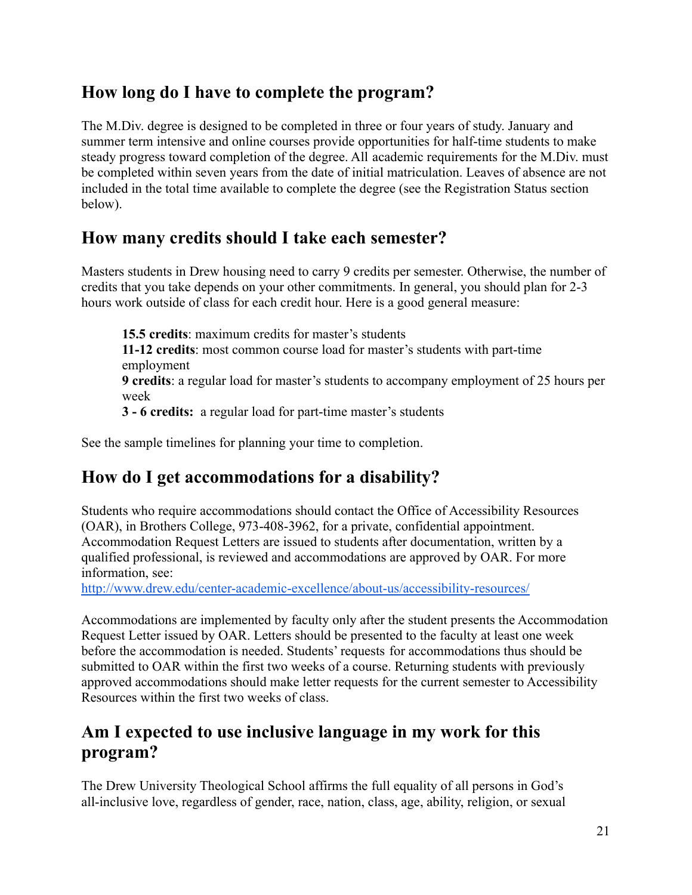## How long do I have to complete the program?

The M.Div. degree is designed to be completed in three or four years of study. January and summer term intensive and online courses provide opportunities for half-time students to make steady progress toward completion of the degree. All academic requirements for the M.Div. must be completed within seven years from the date of initial matriculation. Leaves of absence are not included in the total time available to complete the degree (see the Registration Status section below).

## How many credits should I take each semester?

Masters students in Drew housing need to carry 9 credits per semester. Otherwise, the number of credits that you take depends on your other commitments. In general, you should plan for 2-3 hours work outside of class for each credit hour. Here is a good general measure:

**15.5 credits**: maximum credits for master's students
**11-12 credits**: most common course load for master's students with part-time employment
**9 credits**: a regular load for master's students to accompany employment of 25 hours per week
**3 - 6 credits:** a regular load for part-time master's students

See the sample timelines for planning your time to completion.

## How do I get accommodations for a disability?

Students who require accommodations should contact the Office of Accessibility Resources (OAR), in Brothers College, 973-408-3962, for a private, confidential appointment. Accommodation Request Letters are issued to students after documentation, written by a qualified professional, is reviewed and accommodations are approved by OAR. For more information, see: http://www.drew.edu/center-academic-excellence/about-us/accessibility-resources/

Accommodations are implemented by faculty only after the student presents the Accommodation Request Letter issued by OAR. Letters should be presented to the faculty at least one week before the accommodation is needed. Students' requests for accommodations thus should be submitted to OAR within the first two weeks of a course. Returning students with previously approved accommodations should make letter requests for the current semester to Accessibility Resources within the first two weeks of class.

## Am I expected to use inclusive language in my work for this program?

The Drew University Theological School affirms the full equality of all persons in God's all-inclusive love, regardless of gender, race, nation, class, age, ability, religion, or sexual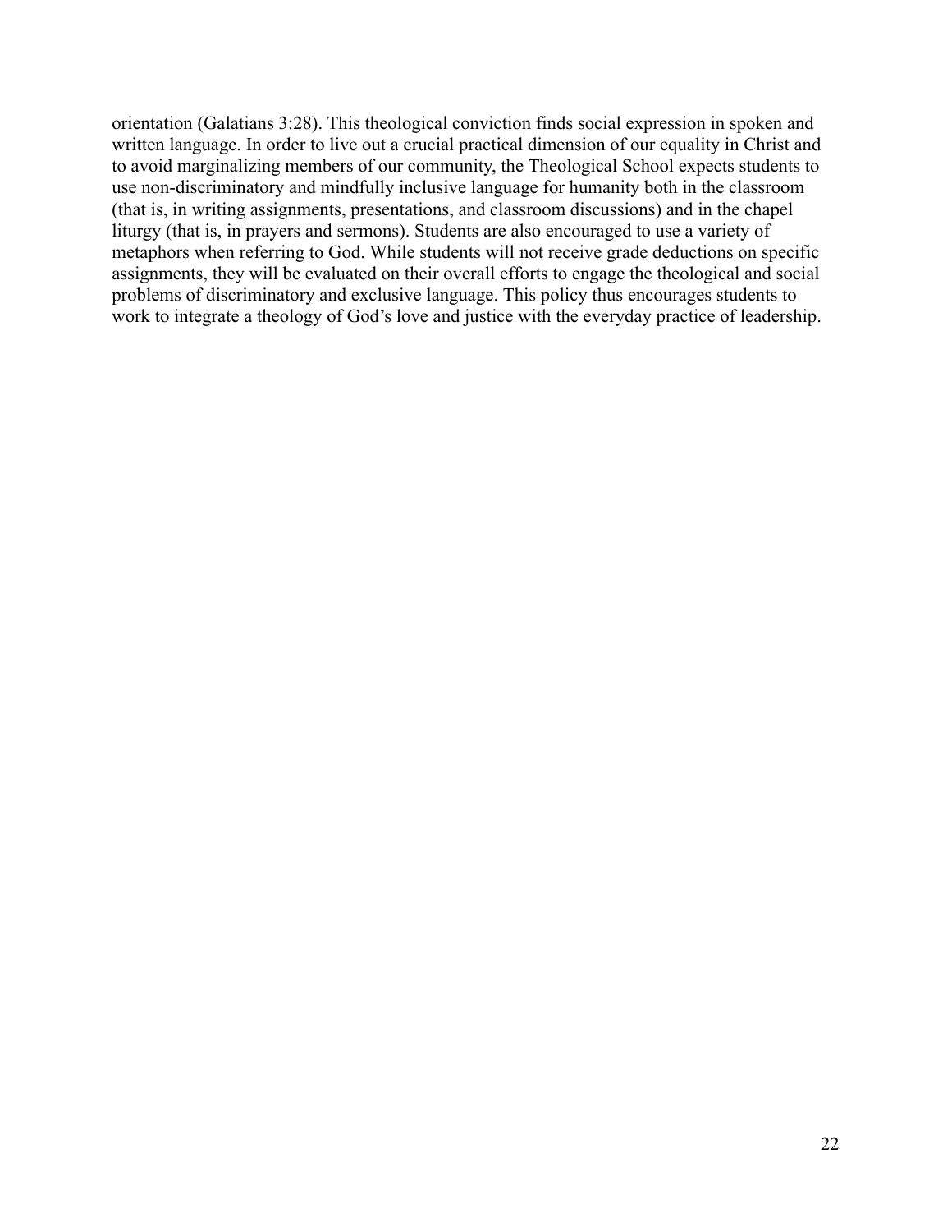orientation (Galatians 3:28). This theological conviction finds social expression in spoken and written language. In order to live out a crucial practical dimension of our equality in Christ and to avoid marginalizing members of our community, the Theological School expects students to use non-discriminatory and mindfully inclusive language for humanity both in the classroom (that is, in writing assignments, presentations, and classroom discussions) and in the chapel liturgy (that is, in prayers and sermons). Students are also encouraged to use a variety of metaphors when referring to God. While students will not receive grade deductions on specific assignments, they will be evaluated on their overall efforts to engage the theological and social problems of discriminatory and exclusive language. This policy thus encourages students to work to integrate a theology of God's love and justice with the everyday practice of leadership.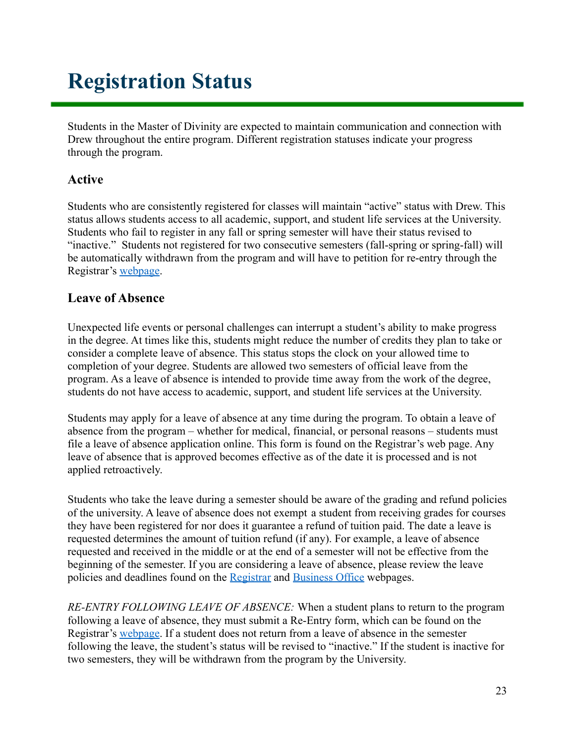# Registration Status

Students in the Master of Divinity are expected to maintain communication and connection with Drew throughout the entire program. Different registration statuses indicate your progress through the program.

## Active

Students who are consistently registered for classes will maintain "active" status with Drew. This status allows students access to all academic, support, and student life services at the University. Students who fail to register in any fall or spring semester will have their status revised to "inactive." Students not registered for two consecutive semesters (fall-spring or spring-fall) will be automatically withdrawn from the program and will have to petition for re-entry through the Registrar's [webpage](#).

## Leave of Absence

Unexpected life events or personal challenges can interrupt a student's ability to make progress in the degree. At times like this, students might reduce the number of credits they plan to take or consider a complete leave of absence. This status stops the clock on your allowed time to completion of your degree. Students are allowed two semesters of official leave from the program. As a leave of absence is intended to provide time away from the work of the degree, students do not have access to academic, support, and student life services at the University.

Students may apply for a leave of absence at any time during the program. To obtain a leave of absence from the program – whether for medical, financial, or personal reasons – students must file a leave of absence application online. This form is found on the Registrar's web page. Any leave of absence that is approved becomes effective as of the date it is processed and is not applied retroactively.

Students who take the leave during a semester should be aware of the grading and refund policies of the university. A leave of absence does not exempt a student from receiving grades for courses they have been registered for nor does it guarantee a refund of tuition paid. The date a leave is requested determines the amount of tuition refund (if any). For example, a leave of absence requested and received in the middle or at the end of a semester will not be effective from the beginning of the semester. If you are considering a leave of absence, please review the leave policies and deadlines found on the [Registrar](#) and [Business Office](#) webpages.

*RE-ENTRY FOLLOWING LEAVE OF ABSENCE:* When a student plans to return to the program following a leave of absence, they must submit a Re-Entry form, which can be found on the Registrar's [webpage](#). If a student does not return from a leave of absence in the semester following the leave, the student's status will be revised to "inactive." If the student is inactive for two semesters, they will be withdrawn from the program by the University.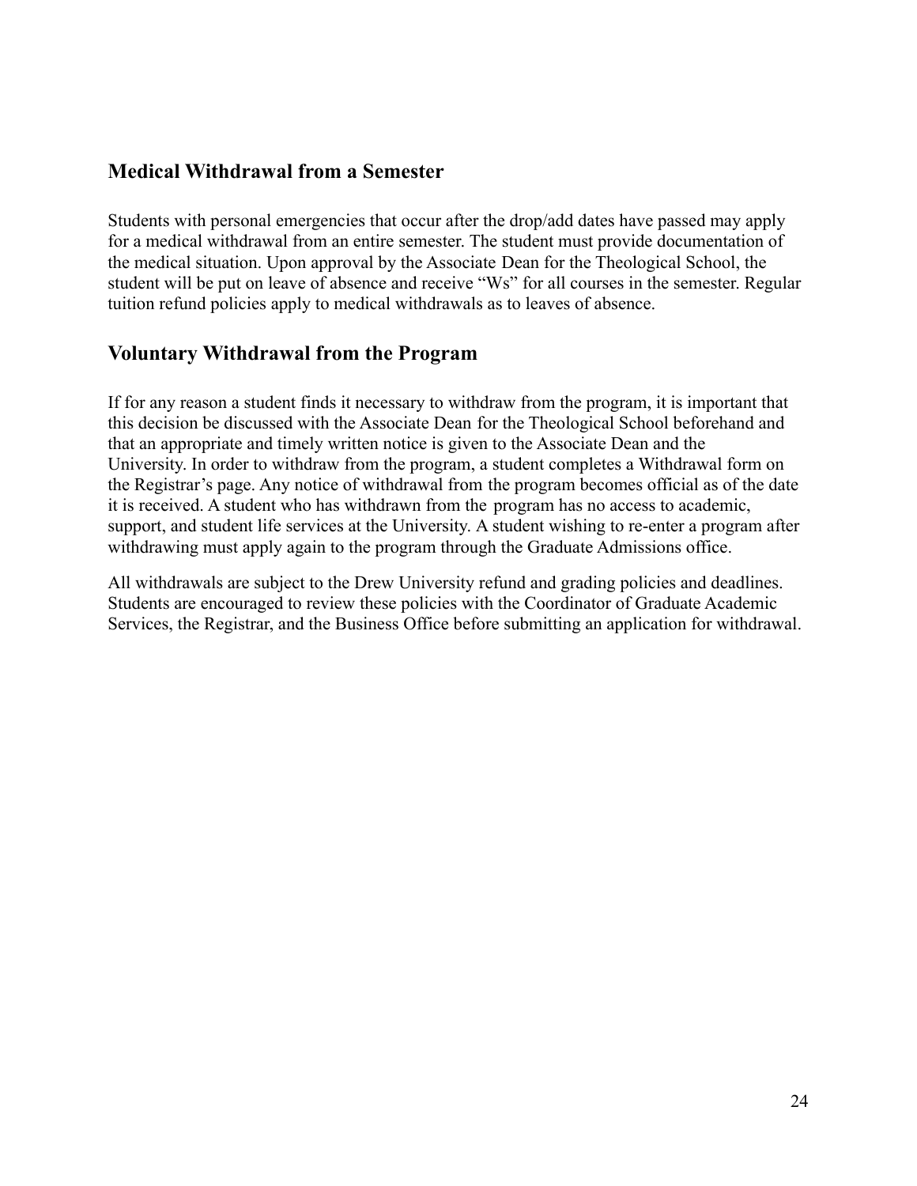## Medical Withdrawal from a Semester

Students with personal emergencies that occur after the drop/add dates have passed may apply for a medical withdrawal from an entire semester. The student must provide documentation of the medical situation. Upon approval by the Associate Dean for the Theological School, the student will be put on leave of absence and receive "Ws" for all courses in the semester. Regular tuition refund policies apply to medical withdrawals as to leaves of absence.

## Voluntary Withdrawal from the Program

If for any reason a student finds it necessary to withdraw from the program, it is important that this decision be discussed with the Associate Dean for the Theological School beforehand and that an appropriate and timely written notice is given to the Associate Dean and the University. In order to withdraw from the program, a student completes a Withdrawal form on the Registrar's page. Any notice of withdrawal from the program becomes official as of the date it is received. A student who has withdrawn from the program has no access to academic, support, and student life services at the University. A student wishing to re-enter a program after withdrawing must apply again to the program through the Graduate Admissions office.

All withdrawals are subject to the Drew University refund and grading policies and deadlines. Students are encouraged to review these policies with the Coordinator of Graduate Academic Services, the Registrar, and the Business Office before submitting an application for withdrawal.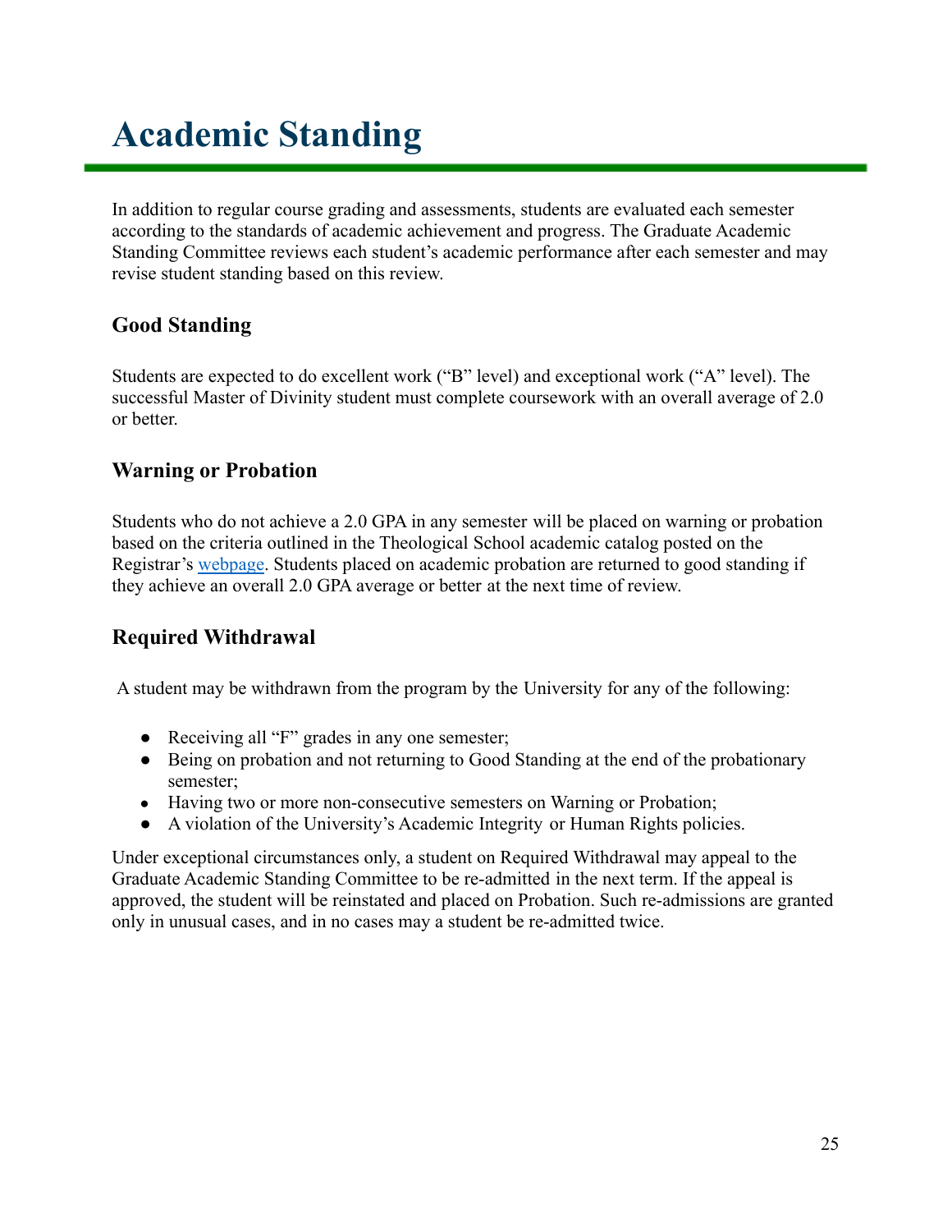# Academic Standing

In addition to regular course grading and assessments, students are evaluated each semester according to the standards of academic achievement and progress. The Graduate Academic Standing Committee reviews each student's academic performance after each semester and may revise student standing based on this review.

## Good Standing

Students are expected to do excellent work ("B" level) and exceptional work ("A" level). The successful Master of Divinity student must complete coursework with an overall average of 2.0 or better.

## Warning or Probation

Students who do not achieve a 2.0 GPA in any semester will be placed on warning or probation based on the criteria outlined in the Theological School academic catalog posted on the Registrar's webpage. Students placed on academic probation are returned to good standing if they achieve an overall 2.0 GPA average or better at the next time of review.

## Required Withdrawal

A student may be withdrawn from the program by the University for any of the following:

- Receiving all "F" grades in any one semester;
- Being on probation and not returning to Good Standing at the end of the probationary semester;
- Having two or more non-consecutive semesters on Warning or Probation;
- A violation of the University's Academic Integrity or Human Rights policies.

Under exceptional circumstances only, a student on Required Withdrawal may appeal to the Graduate Academic Standing Committee to be re-admitted in the next term. If the appeal is approved, the student will be reinstated and placed on Probation. Such re-admissions are granted only in unusual cases, and in no cases may a student be re-admitted twice.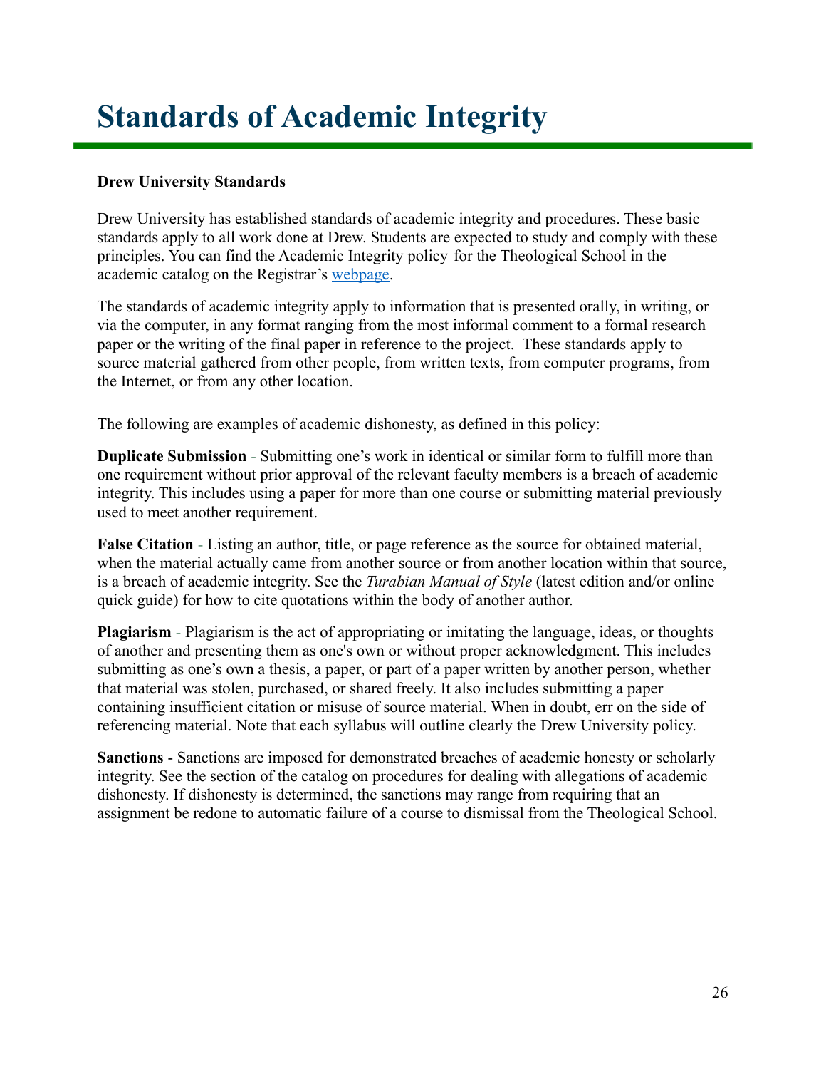# Standards of Academic Integrity

**Drew University Standards**

Drew University has established standards of academic integrity and procedures. These basic standards apply to all work done at Drew. Students are expected to study and comply with these principles. You can find the Academic Integrity policy for the Theological School in the academic catalog on the Registrar's webpage.

The standards of academic integrity apply to information that is presented orally, in writing, or via the computer, in any format ranging from the most informal comment to a formal research paper or the writing of the final paper in reference to the project. These standards apply to source material gathered from other people, from written texts, from computer programs, from the Internet, or from any other location.

The following are examples of academic dishonesty, as defined in this policy:

**Duplicate Submission** - Submitting one's work in identical or similar form to fulfill more than one requirement without prior approval of the relevant faculty members is a breach of academic integrity. This includes using a paper for more than one course or submitting material previously used to meet another requirement.

**False Citation** - Listing an author, title, or page reference as the source for obtained material, when the material actually came from another source or from another location within that source, is a breach of academic integrity. See the *Turabian Manual of Style* (latest edition and/or online quick guide) for how to cite quotations within the body of another author.

**Plagiarism** - Plagiarism is the act of appropriating or imitating the language, ideas, or thoughts of another and presenting them as one's own or without proper acknowledgment. This includes submitting as one's own a thesis, a paper, or part of a paper written by another person, whether that material was stolen, purchased, or shared freely. It also includes submitting a paper containing insufficient citation or misuse of source material. When in doubt, err on the side of referencing material. Note that each syllabus will outline clearly the Drew University policy.

**Sanctions** - Sanctions are imposed for demonstrated breaches of academic honesty or scholarly integrity. See the section of the catalog on procedures for dealing with allegations of academic dishonesty. If dishonesty is determined, the sanctions may range from requiring that an assignment be redone to automatic failure of a course to dismissal from the Theological School.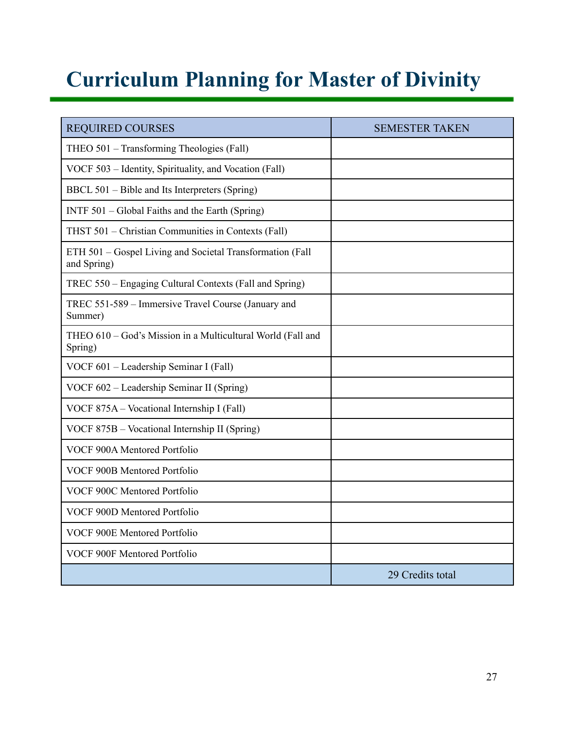# Curriculum Planning for Master of Divinity

| REQUIRED COURSES | SEMESTER TAKEN |
|---|---|
| THEO 501 – Transforming Theologies (Fall) | |
| VOCF 503 – Identity, Spirituality, and Vocation (Fall) | |
| BBCL 501 – Bible and Its Interpreters (Spring) | |
| INTF 501 – Global Faiths and the Earth (Spring) | |
| THST 501 – Christian Communities in Contexts (Fall) | |
| ETH 501 – Gospel Living and Societal Transformation (Fall and Spring) | |
| TREC 550 – Engaging Cultural Contexts (Fall and Spring) | |
| TREC 551-589 – Immersive Travel Course (January and Summer) | |
| THEO 610 – God's Mission in a Multicultural World (Fall and Spring) | |
| VOCF 601 – Leadership Seminar I (Fall) | |
| VOCF 602 – Leadership Seminar II (Spring) | |
| VOCF 875A – Vocational Internship I (Fall) | |
| VOCF 875B – Vocational Internship II (Spring) | |
| VOCF 900A Mentored Portfolio | |
| VOCF 900B Mentored Portfolio | |
| VOCF 900C Mentored Portfolio | |
| VOCF 900D Mentored Portfolio | |
| VOCF 900E Mentored Portfolio | |
| VOCF 900F Mentored Portfolio | |
| | 29 Credits total |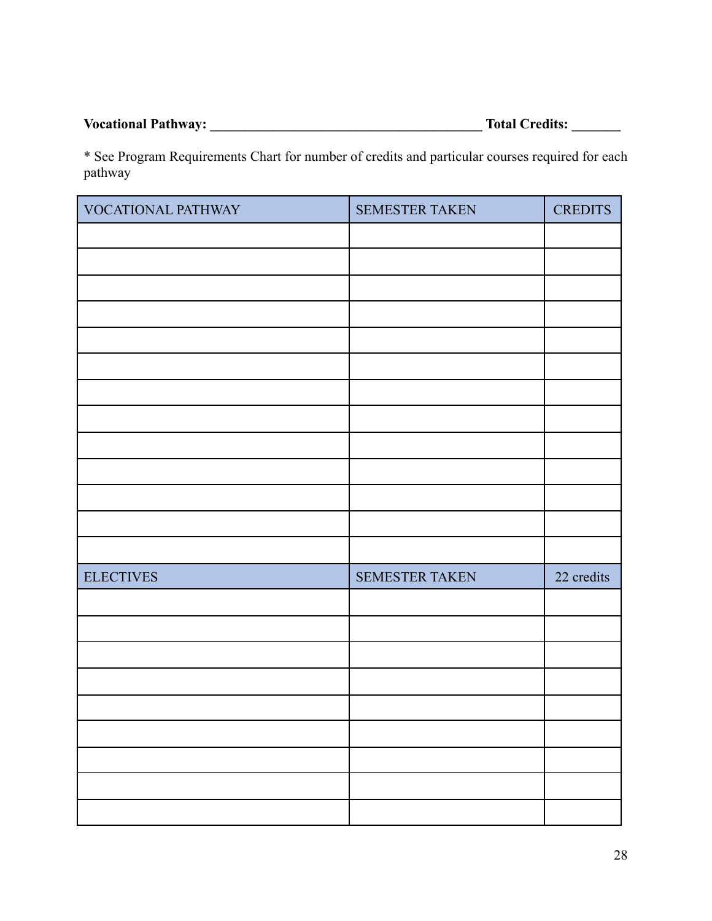**Vocational Pathway: ________________________________________ Total Credits: _______**

* See Program Requirements Chart for number of credits and particular courses required for each pathway

| VOCATIONAL PATHWAY | SEMESTER TAKEN | CREDITS |
|---|---|---|
| | | |
| | | |
| | | |
| | | |
| | | |
| | | |
| | | |
| | | |
| | | |
| | | |
| | | |
| | | |
| | | |
| ELECTIVES | SEMESTER TAKEN | 22 credits |
| | | |
| | | |
| | | |
| | | |
| | | |
| | | |
| | | |
| | | |
| | | |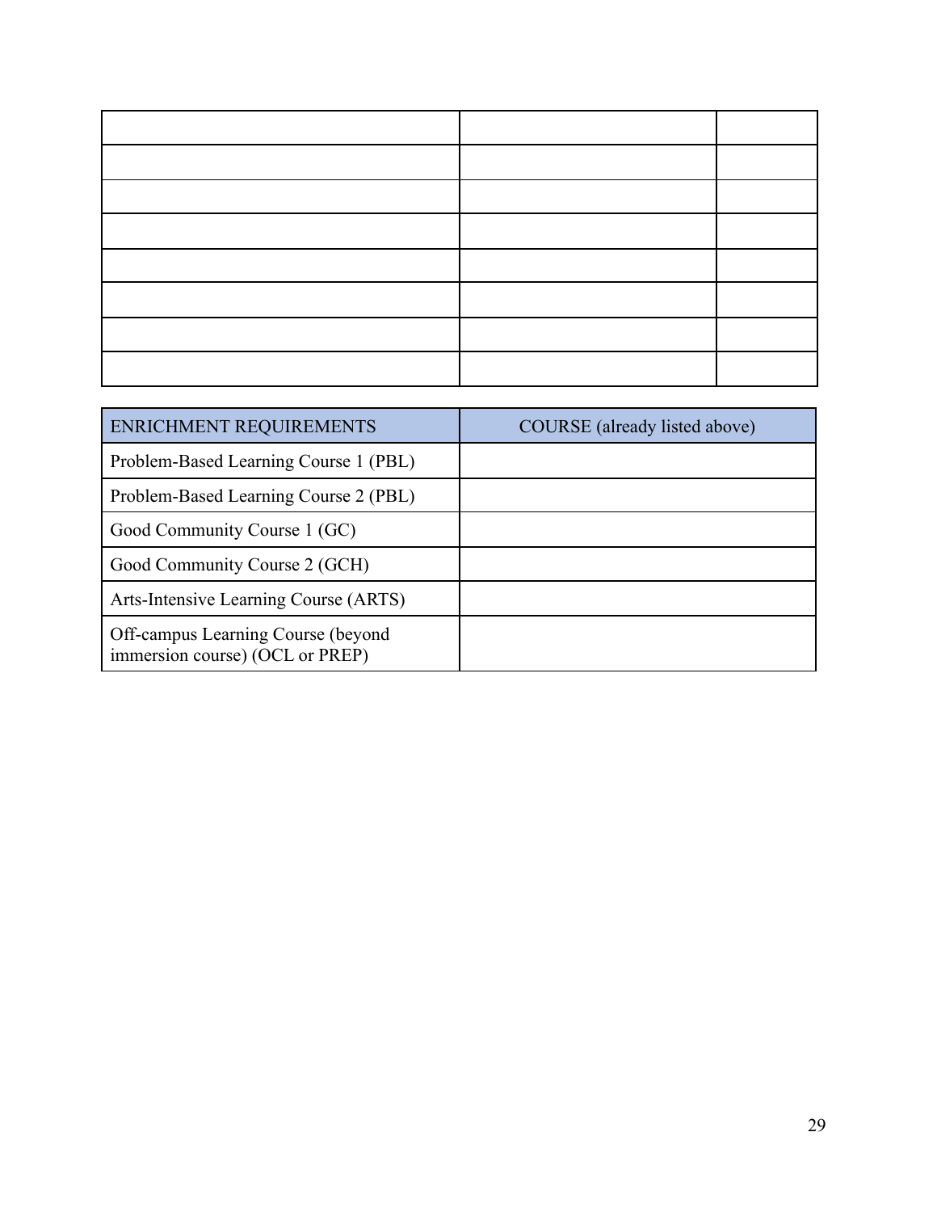| | | |
|---|---|---|
| | | |
| | | |
| | | |
| | | |
| | | |
| | | |
| | | |

| ENRICHMENT REQUIREMENTS | COURSE (already listed above) |
|---|---|
| Problem-Based Learning Course 1 (PBL) | |
| Problem-Based Learning Course 2 (PBL) | |
| Good Community Course 1 (GC) | |
| Good Community Course 2 (GCH) | |
| Arts-Intensive Learning Course (ARTS) | |
| Off-campus Learning Course (beyond immersion course) (OCL or PREP) | |